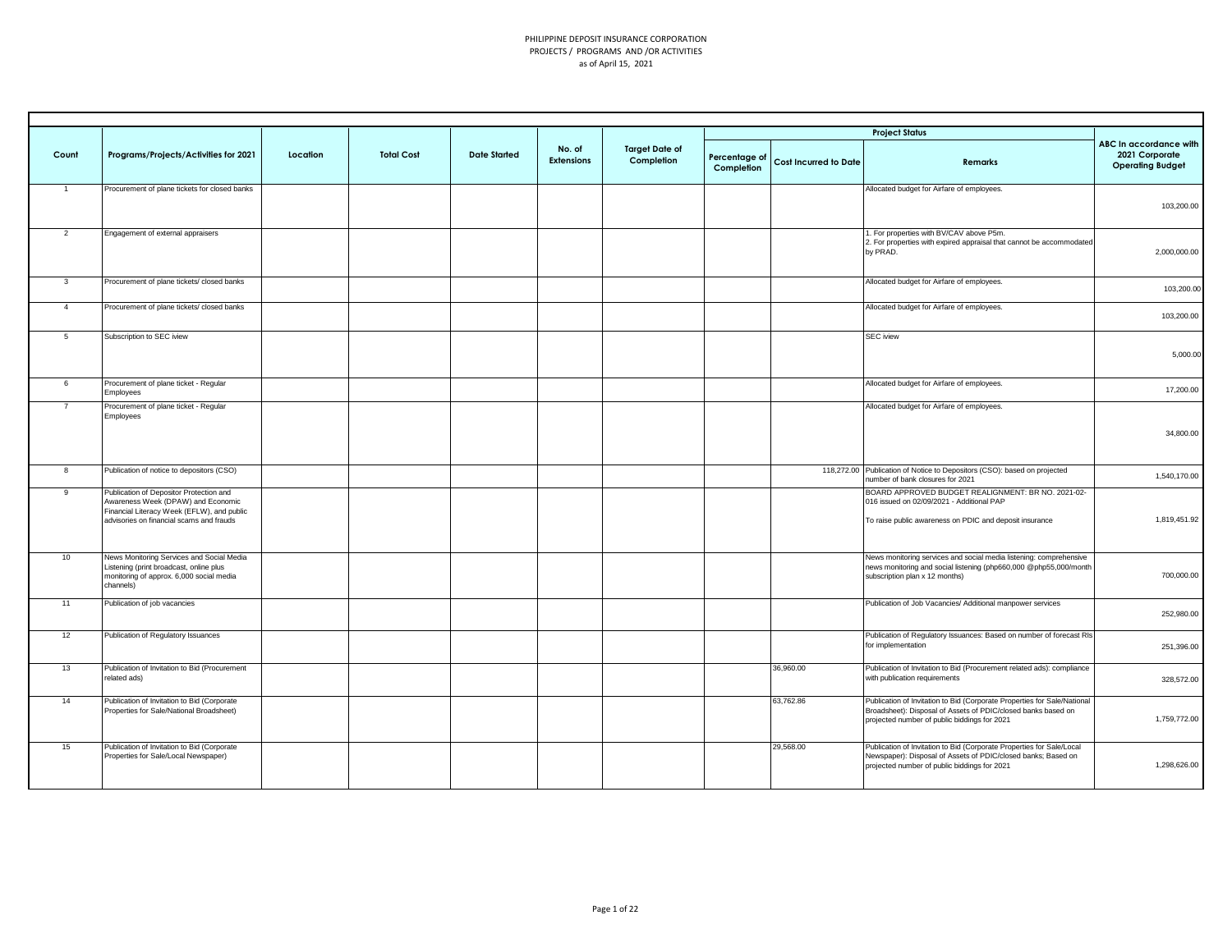PHILIPPINE DEPOSIT INSURANCE CORPORATION
PROJECTS / PROGRAMS AND /OR ACTIVITIES
as of April 15, 2021

| Count | Programs/Projects/Activities for 2021 | Location | Total Cost | Date Started | No. of Extensions | Target Date of Completion | Project Status | | | ABC In accordance with 2021 Corporate Operating Budget |
|---|---|---|---|---|---|---|---|---|---|---|
| | | | | | | | Percentage of Completion | Cost Incurred to Date | Remarks | |
| 1 | Procurement of plane tickets for closed banks | | | | | | | | Allocated budget for Airfare of employees. | 103,200.00 |
| 2 | Engagement of external appraisers | | | | | | | | 1. For properties with BV/CAV above P5m.<br>2. For properties with expired appraisal that cannot be accommodated by PRAD. | 2,000,000.00 |
| 3 | Procurement of plane tickets/ closed banks | | | | | | | | Allocated budget for Airfare of employees. | 103,200.00 |
| 4 | Procurement of plane tickets/ closed banks | | | | | | | | Allocated budget for Airfare of employees. | 103,200.00 |
| 5 | Subscription to SEC iview | | | | | | | | SEC iview | 5,000.00 |
| 6 | Procurement of plane ticket - Regular Employees | | | | | | | | Allocated budget for Airfare of employees. | 17,200.00 |
| 7 | Procurement of plane ticket - Regular Employees | | | | | | | | Allocated budget for Airfare of employees. | 34,800.00 |
| 8 | Publication of notice to depositors (CSO) | | | | | | | 118,272.00 | Publication of Notice to Depositors (CSO): based on projected number of bank closures for 2021 | 1,540,170.00 |
| 9 | Publication of Depositor Protection and Awareness Week (DPAW) and Economic Financial Literacy Week (EFLW), and public advisories on financial scams and frauds | | | | | | | | BOARD APPROVED BUDGET REALIGNMENT: BR NO. 2021-02-016 issued on 02/09/2021 - Additional PAP<br><br>To raise public awareness on PDIC and deposit insurance | 1,819,451.92 |
| 10 | News Monitoring Services and Social Media Listening (print broadcast, online plus monitoring of approx. 6,000 social media channels) | | | | | | | | News monitoring services and social media listening: comprehensive news monitoring and social listening (php660,000 @php55,000/month subscription plan x 12 months) | 700,000.00 |
| 11 | Publication of job vacancies | | | | | | | | Publication of Job Vacancies/ Additional manpower services | 252,980.00 |
| 12 | Publication of Regulatory Issuances | | | | | | | | Publication of Regulatory Issuances: Based on number of forecast RIs for implementation | 251,396.00 |
| 13 | Publication of Invitation to Bid (Procurement related ads) | | | | | | | 36,960.00 | Publication of Invitation to Bid (Procurement related ads): compliance with publication requirements | 328,572.00 |
| 14 | Publication of Invitation to Bid (Corporate Properties for Sale/National Broadsheet) | | | | | | | 63,762.86 | Publication of Invitation to Bid (Corporate Properties for Sale/National Broadsheet): Disposal of Assets of PDIC/closed banks based on projected number of public biddings for 2021 | 1,759,772.00 |
| 15 | Publication of Invitation to Bid (Corporate Properties for Sale/Local Newspaper) | | | | | | | 29,568.00 | Publication of Invitation to Bid (Corporate Properties for Sale/Local Newspaper): Disposal of Assets of PDIC/closed banks; Based on projected number of public biddings for 2021 | 1,298,626.00 |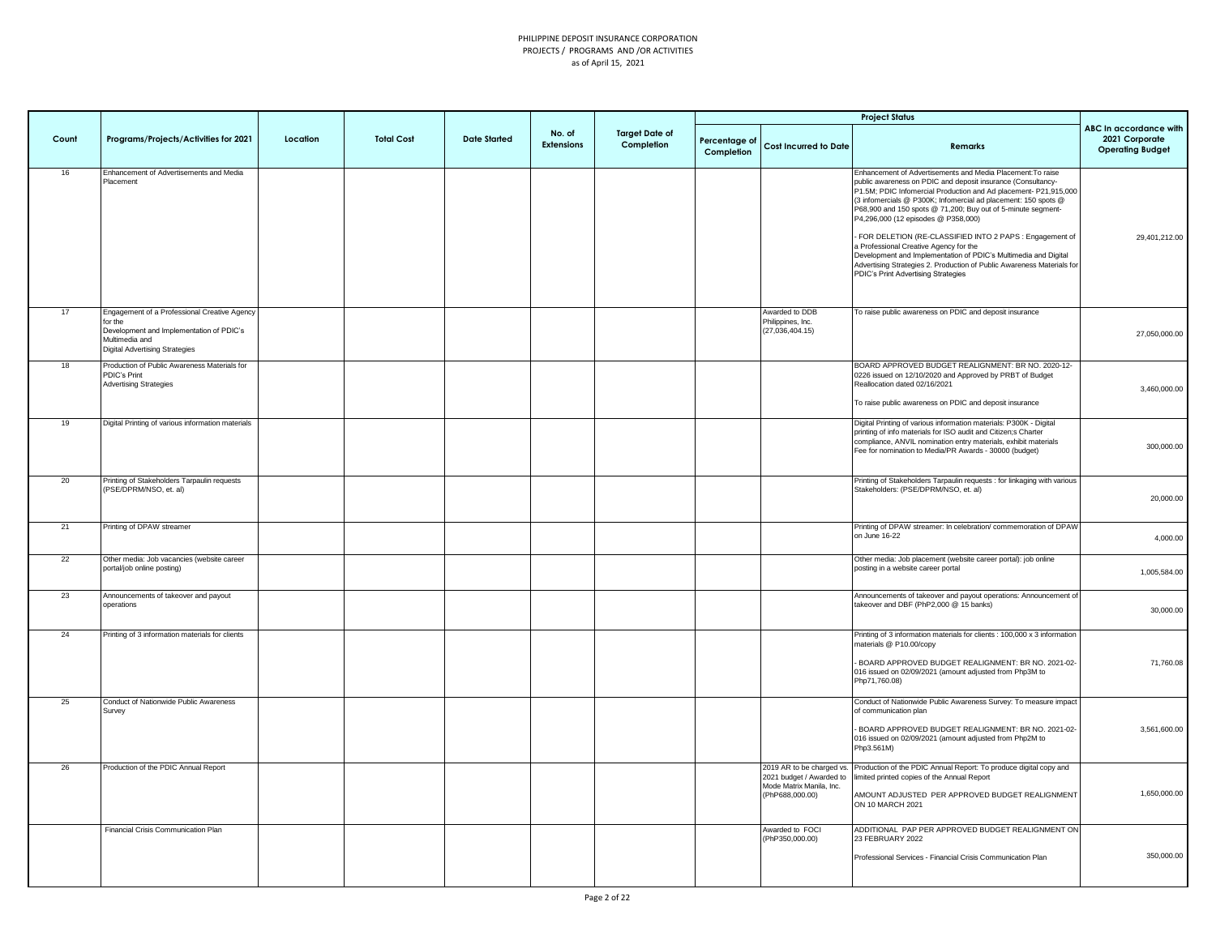PHILIPPINE DEPOSIT INSURANCE CORPORATION
PROJECTS / PROGRAMS AND /OR ACTIVITIES
as of April 15, 2021

| Count | Programs/Projects/Activities for 2021 | Location | Total Cost | Date Started | No. of Extensions | Target Date of Completion | Project Status | | | ABC In accordance with 2021 Corporate Operating Budget |
|---|---|---|---|---|---|---|---|---|---|---|
| | | | | | | | Percentage of Completion | Cost Incurred to Date | Remarks | |
| 16 | Enhancement of Advertisements and Media Placement | | | | | | | | Enhancement of Advertisements and Media Placement:To raise public awareness on PDIC and deposit insurance (Consultancy- P1.5M; PDIC Infomercial Production and Ad placement- P21,915,000 (3 infomercials @ P300K; Infomercial ad placement: 150 spots @ P68,900 and 150 spots @ 71,200; Buy out of 5-minute segment- P4,296,000 (12 episodes @ P358,000)<br><br>- FOR DELETION (RE-CLASSIFIED INTO 2 PAPS : Engagement of a Professional Creative Agency for the Development and Implementation of PDIC's Multimedia and Digital Advertising Strategies 2. Production of Public Awareness Materials for PDIC's Print Advertising Strategies | 29,401,212.00 |
| 17 | Engagement of a Professional Creative Agency for the Development and Implementation of PDIC's Multimedia and Digital Advertising Strategies | | | | | | | Awarded to DDB Philippines, Inc. (27,036,404.15) | To raise public awareness on PDIC and deposit insurance | 27,050,000.00 |
| 18 | Production of Public Awareness Materials for PDIC's Print Advertising Strategies | | | | | | | | BOARD APPROVED BUDGET REALIGNMENT: BR NO. 2020-12-0226 issued on 12/10/2020 and Approved by PRBT of Budget Reallocation dated 02/16/2021<br><br>To raise public awareness on PDIC and deposit insurance | 3,460,000.00 |
| 19 | Digital Printing of various information materials | | | | | | | | Digital Printing of various information materials: P300K - Digital printing of info materials for ISO audit and Citizen;s Charter compliance, ANVIL nomination entry materials, exhibit materials Fee for nomination to Media/PR Awards - 30000 (budget) | 300,000.00 |
| 20 | Printing of Stakeholders Tarpaulin requests (PSE/DPRM/NSO, et. al) | | | | | | | | Printing of Stakeholders Tarpaulin requests : for linkaging with various Stakeholders: (PSE/DPRM/NSO, et. al) | 20,000.00 |
| 21 | Printing of DPAW streamer | | | | | | | | Printing of DPAW streamer: In celebration/ commemoration of DPAW on June 16-22 | 4,000.00 |
| 22 | Other media: Job vacancies (website career portal/job online posting) | | | | | | | | Other media: Job placement (website career portal): job online posting in a website career portal | 1,005,584.00 |
| 23 | Announcements of takeover and payout operations | | | | | | | | Announcements of takeover and payout operations: Announcement of takeover and DBF (PhP2,000 @ 15 banks) | 30,000.00 |
| 24 | Printing of 3 information materials for clients | | | | | | | | Printing of 3 information materials for clients : 100,000 x 3 information materials @ P10.00/copy<br><br>- BOARD APPROVED BUDGET REALIGNMENT: BR NO. 2021-02-016 issued on 02/09/2021 (amount adjusted from Php3M to Php71,760.08) | 71,760.08 |
| 25 | Conduct of Nationwide Public Awareness Survey | | | | | | | | Conduct of Nationwide Public Awareness Survey: To measure impact of communication plan<br><br>- BOARD APPROVED BUDGET REALIGNMENT: BR NO. 2021-02-016 issued on 02/09/2021 (amount adjusted from Php2M to Php3.561M) | 3,561,600.00 |
| 26 | Production of the PDIC Annual Report | | | | | | | 2019 AR to be charged vs. 2021 budget / Awarded to Mode Matrix Manila, Inc. (PhP688,000.00) | Production of the PDIC Annual Report: To produce digital copy and limited printed copies of the Annual Report<br><br>AMOUNT ADJUSTED PER APPROVED BUDGET REALIGNMENT ON 10 MARCH 2021 | 1,650,000.00 |
| | Financial Crisis Communication Plan | | | | | | | Awarded to FOCI (PhP350,000.00) | ADDITIONAL PAP PER APPROVED BUDGET REALIGNMENT ON 23 FEBRUARY 2022<br><br>Professional Services - Financial Crisis Communication Plan | 350,000.00 |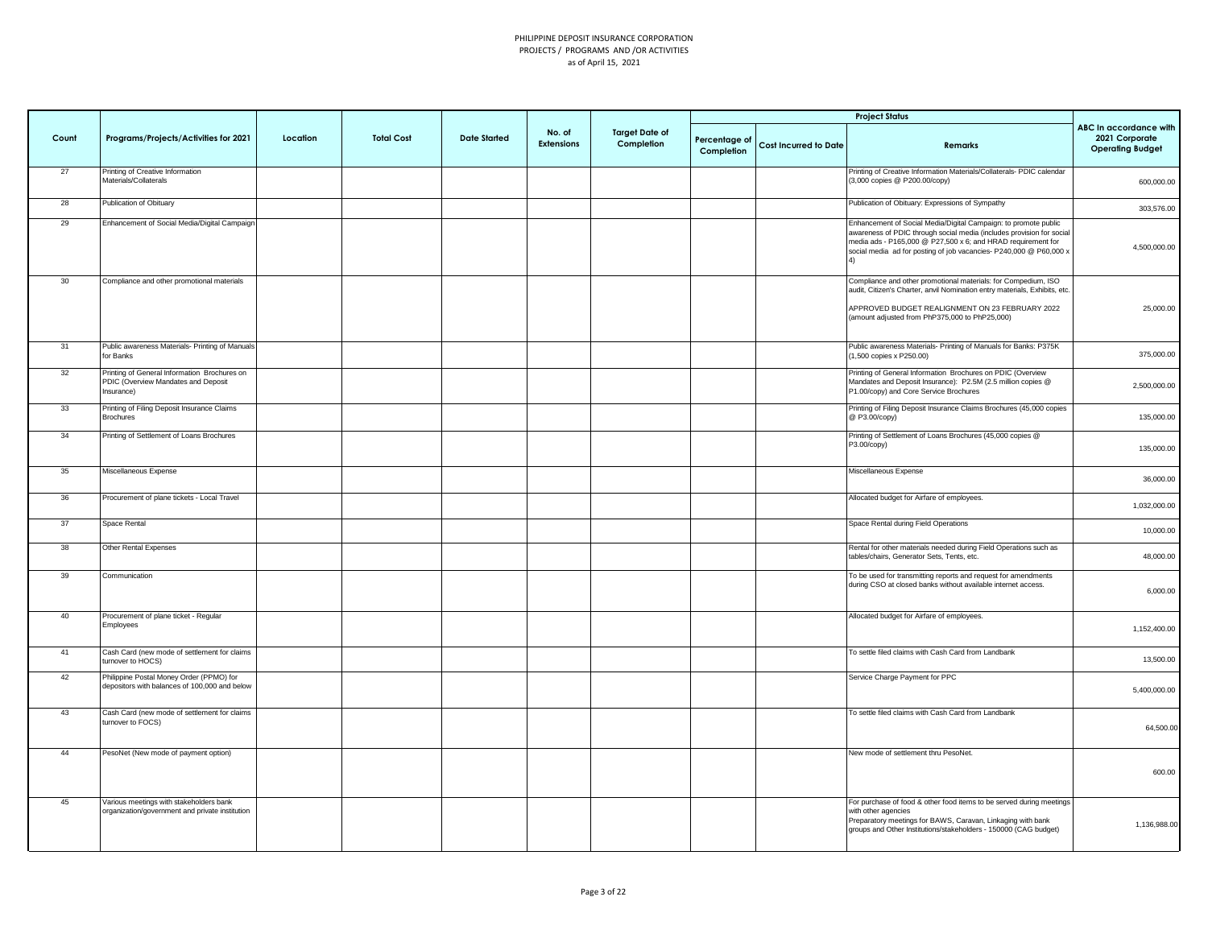PHILIPPINE DEPOSIT INSURANCE CORPORATION
PROJECTS / PROGRAMS AND /OR ACTIVITIES
as of April 15, 2021

| Count | Programs/Projects/Activities for 2021 | Location | Total Cost | Date Started | No. of Extensions | Target Date of Completion | Project Status | | | ABC In accordance with 2021 Corporate Operating Budget |
|---|---|---|---|---|---|---|---|---|---|---|
| | | | | | | | Percentage of Completion | Cost Incurred to Date | Remarks | |
| 27 | Printing of Creative Information Materials/Collaterals | | | | | | | | Printing of Creative Information Materials/Collaterals- PDIC calendar (3,000 copies @ P200.00/copy) | 600,000.00 |
| 28 | Publication of Obituary | | | | | | | | Publication of Obituary: Expressions of Sympathy | 303,576.00 |
| 29 | Enhancement of Social Media/Digital Campaign | | | | | | | | Enhancement of Social Media/Digital Campaign: to promote public awareness of PDIC through social media (includes provision for social media ads - P165,000 @ P27,500 x 6; and HRAD requirement for social media ad for posting of job vacancies- P240,000 @ P60,000 x 4) | 4,500,000.00 |
| 30 | Compliance and other promotional materials | | | | | | | | Compliance and other promotional materials: for Compedium, ISO audit, Citizen's Charter, anvil Nomination entry materials, Exhibits, etc. APPROVED BUDGET REALIGNMENT ON 23 FEBRUARY 2022 (amount adjusted from PhP375,000 to PhP25,000) | 25,000.00 |
| 31 | Public awareness Materials- Printing of Manuals for Banks | | | | | | | | Public awareness Materials- Printing of Manuals for Banks: P375K (1,500 copies x P250.00) | 375,000.00 |
| 32 | Printing of General Information Brochures on PDIC (Overview Mandates and Deposit Insurance) | | | | | | | | Printing of General Information Brochures on PDIC (Overview Mandates and Deposit Insurance): P2.5M (2.5 million copies @ P1.00/copy) and Core Service Brochures | 2,500,000.00 |
| 33 | Printing of Filing Deposit Insurance Claims Brochures | | | | | | | | Printing of Filing Deposit Insurance Claims Brochures (45,000 copies @ P3.00/copy) | 135,000.00 |
| 34 | Printing of Settlement of Loans Brochures | | | | | | | | Printing of Settlement of Loans Brochures (45,000 copies @ P3.00/copy) | 135,000.00 |
| 35 | Miscellaneous Expense | | | | | | | | Miscellaneous Expense | 36,000.00 |
| 36 | Procurement of plane tickets - Local Travel | | | | | | | | Allocated budget for Airfare of employees. | 1,032,000.00 |
| 37 | Space Rental | | | | | | | | Space Rental during Field Operations | 10,000.00 |
| 38 | Other Rental Expenses | | | | | | | | Rental for other materials needed during Field Operations such as tables/chairs, Generator Sets, Tents, etc. | 48,000.00 |
| 39 | Communication | | | | | | | | To be used for transmitting reports and request for amendments during CSO at closed banks without available internet access. | 6,000.00 |
| 40 | Procurement of plane ticket - Regular Employees | | | | | | | | Allocated budget for Airfare of employees. | 1,152,400.00 |
| 41 | Cash Card (new mode of settlement for claims turnover to HOCS) | | | | | | | | To settle filed claims with Cash Card from Landbank | 13,500.00 |
| 42 | Philippine Postal Money Order (PPMO) for depositors with balances of 100,000 and below | | | | | | | | Service Charge Payment for PPC | 5,400,000.00 |
| 43 | Cash Card (new mode of settlement for claims turnover to FOCS) | | | | | | | | To settle filed claims with Cash Card from Landbank | 64,500.00 |
| 44 | PesoNet (New mode of payment option) | | | | | | | | New mode of settlement thru PesoNet. | 600.00 |
| 45 | Various meetings with stakeholders bank organization/government and private institution | | | | | | | | For purchase of food & other food items to be served during meetings with other agencies Preparatory meetings for BAWS, Caravan, Linkaging with bank groups and Other Institutions/stakeholders - 150000 (CAG budget) | 1,136,988.00 |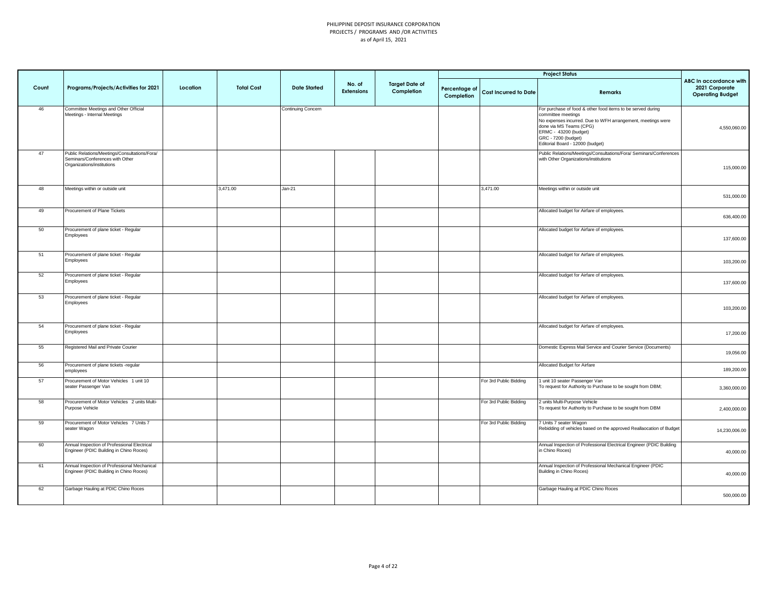PHILIPPINE DEPOSIT INSURANCE CORPORATION
PROJECTS / PROGRAMS AND /OR ACTIVITIES
as of April 15, 2021

| Count | Programs/Projects/Activities for 2021 | Location | Total Cost | Date Started | No. of Extensions | Target Date of Completion | Project Status | | | ABC In accordance with 2021 Corporate Operating Budget |
|---|---|---|---|---|---|---|---|---|---|---|
| | | | | | | | Percentage of Completion | Cost Incurred to Date | Remarks | |
| 46 | Committee Meetings and Other Official Meetings - Internal Meetings | | | Continuing Concern | | | | | For purchase of food & other food items to be served during committee meetings<br>No expenses incurred. Due to WFH arrangement, meetings were done via MS Teams (CPG)<br>ERMC - 43200 (budget)<br>GRC - 7200 (budget)<br>Editorial Board - 12000 (budget) | 4,550,060.00 |
| 47 | Public Relations/Meetings/Consultations/Fora/ Seminars/Conferences with Other Organizations/institutions | | | | | | | | Public Relations/Meetings/Consultations/Fora/ Seminars/Conferences with Other Organizations/institutions | 115,000.00 |
| 48 | Meetings within or outside unit | | 3,471.00 | Jan-21 | | | | 3,471.00 | Meetings within or outside unit | 531,000.00 |
| 49 | Procurement of Plane Tickets | | | | | | | | Allocated budget for Airfare of employees. | 636,400.00 |
| 50 | Procurement of plane ticket - Regular Employees | | | | | | | | Allocated budget for Airfare of employees. | 137,600.00 |
| 51 | Procurement of plane ticket - Regular Employees | | | | | | | | Allocated budget for Airfare of employees. | 103,200.00 |
| 52 | Procurement of plane ticket - Regular Employees | | | | | | | | Allocated budget for Airfare of employees. | 137,600.00 |
| 53 | Procurement of plane ticket - Regular Employees | | | | | | | | Allocated budget for Airfare of employees. | 103,200.00 |
| 54 | Procurement of plane ticket - Regular Employees | | | | | | | | Allocated budget for Airfare of employees. | 17,200.00 |
| 55 | Registered Mail and Private Courier | | | | | | | | Domestic Express Mail Service and Courier Service (Documents) | 19,056.00 |
| 56 | Procurement of plane tickets -regular employees | | | | | | | | Allocated Budget for Airfare | 189,200.00 |
| 57 | Procurement of Motor Vehicles 1 unit 10 seater Passenger Van | | | | | | | For 3rd Public Bidding | 1 unit 10 seater Passenger Van<br>To request for Authority to Purchase to be sought from DBM; | 3,360,000.00 |
| 58 | Procurement of Motor Vehicles 2 units Multi-Purpose Vehicle | | | | | | | For 3rd Public Bidding | 2 units Multi-Purpose Vehicle<br>To request for Authority to Purchase to be sought from DBM | 2,400,000.00 |
| 59 | Procurement of Motor Vehicles 7 Units 7 seater Wagon | | | | | | | For 3rd Public Bidding | 7 Units 7 seater Wagon<br>Rebidding of vehicles based on the approved Reallaocation of Budget | 14,230,006.00 |
| 60 | Annual Inspection of Professional Electrical Engineer (PDIC Building in Chino Roces) | | | | | | | | Annual Inspection of Professional Electrical Engineer (PDIC Building in Chino Roces) | 40,000.00 |
| 61 | Annual Inspection of Professional Mechanical Engineer (PDIC Building in Chino Roces) | | | | | | | | Annual Inspection of Professional Mechanical Engineer (PDIC Building in Chino Roces) | 40,000.00 |
| 62 | Garbage Hauling at PDIC Chino Roces | | | | | | | | Garbage Hauling at PDIC Chino Roces | 500,000.00 |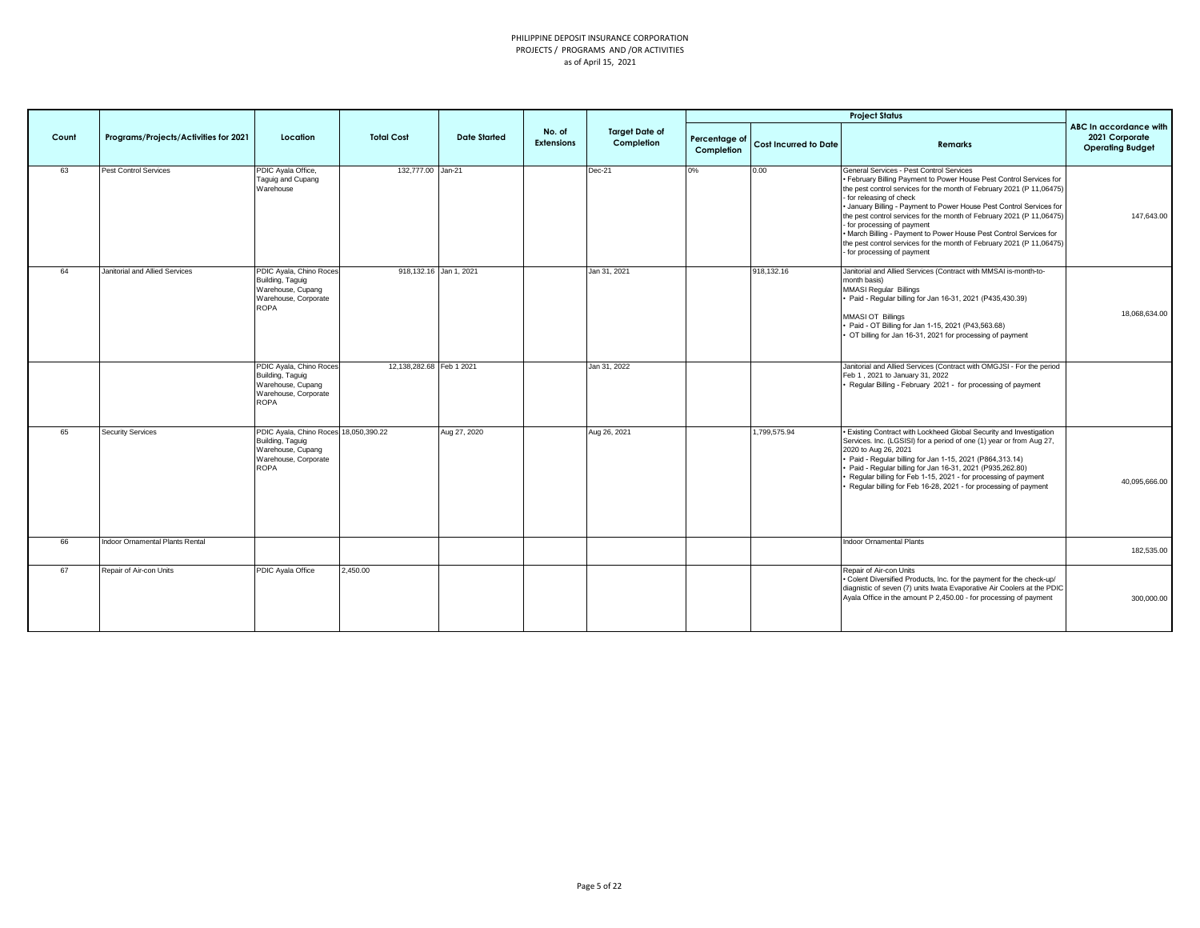PHILIPPINE DEPOSIT INSURANCE CORPORATION
PROJECTS / PROGRAMS AND /OR ACTIVITIES
as of April 15, 2021

| Count | Programs/Projects/Activities for 2021 | Location | Total Cost | Date Started | No. of Extensions | Target Date of Completion | Project Status | | | ABC in accordance with 2021 Corporate Operating Budget |
|---|---|---|---|---|---|---|---|---|---|---|
| | | | | | | | Percentage of Completion | Cost Incurred to Date | Remarks | |
| 63 | Pest Control Services | PDIC Ayala Office, Taguig and Cupang Warehouse | 132,777.00 | Jan-21 | | Dec-21 | 0% | 0.00 | General Services - Pest Control Services<br>• February Billing Payment to Power House Pest Control Services for the pest control services for the month of February 2021 (P 11,06475) - for releasing of check<br>• January Billing - Payment to Power House Pest Control Services for the pest control services for the month of February 2021 (P 11,06475) - for processing of payment<br>• March Billing - Payment to Power House Pest Control Services for the pest control services for the month of February 2021 (P 11,06475) - for processing of payment | 147,643.00 |
| 64 | Janitorial and Allied Services | PDIC Ayala, Chino Roces Building, Taguig Warehouse, Cupang Warehouse, Corporate ROPA | 918,132.16 | Jan 1, 2021 | | Jan 31, 2021 | | 918,132.16 | Janitorial and Allied Services (Contract with MMSAI is-month-to-month basis)<br>MMASI Regular Billings<br>• Paid - Regular billing for Jan 16-31, 2021 (P435,430.39)<br>MMASI OT Billings<br>• Paid - OT Billing for Jan 1-15, 2021 (P43,563.68)<br>• OT billing for Jan 16-31, 2021 for processing of payment | 18,068,634.00 |
| | | PDIC Ayala, Chino Roces Building, Taguig Warehouse, Cupang Warehouse, Corporate ROPA | 12,138,282.68 | Feb 1 2021 | | Jan 31, 2022 | | | Janitorial and Allied Services (Contract with OMGJSI - For the period Feb 1 , 2021 to January 31, 2022<br>• Regular Billing - February 2021 - for processing of payment | |
| 65 | Security Services | PDIC Ayala, Chino Roces Building, Taguig Warehouse, Cupang Warehouse, Corporate ROPA | 18,050,390.22 | Aug 27, 2020 | | Aug 26, 2021 | | 1,799,575.94 | • Existing Contract with Lockheed Global Security and Investigation Services. Inc. (LGSISI) for a period of one (1) year or from Aug 27, 2020 to Aug 26, 2021<br>• Paid - Regular billing for Jan 1-15, 2021 (P864,313.14)<br>• Paid - Regular billing for Jan 16-31, 2021 (P935,262.80)<br>• Regular billing for Feb 1-15, 2021 - for processing of payment<br>• Regular billing for Feb 16-28, 2021 - for processing of payment | 40,095,666.00 |
| 66 | Indoor Ornamental Plants Rental | | | | | | | | Indoor Ornamental Plants | 182,535.00 |
| 67 | Repair of Air-con Units | PDIC Ayala Office | 2,450.00 | | | | | | Repair of Air-con Units<br>• Colent Diversified Products, Inc. for the payment for the check-up/ diagnistic of seven (7) units Iwata Evaporative Air Coolers at the PDIC Ayala Office in the amount P 2,450.00 - for processing of payment | 300,000.00 |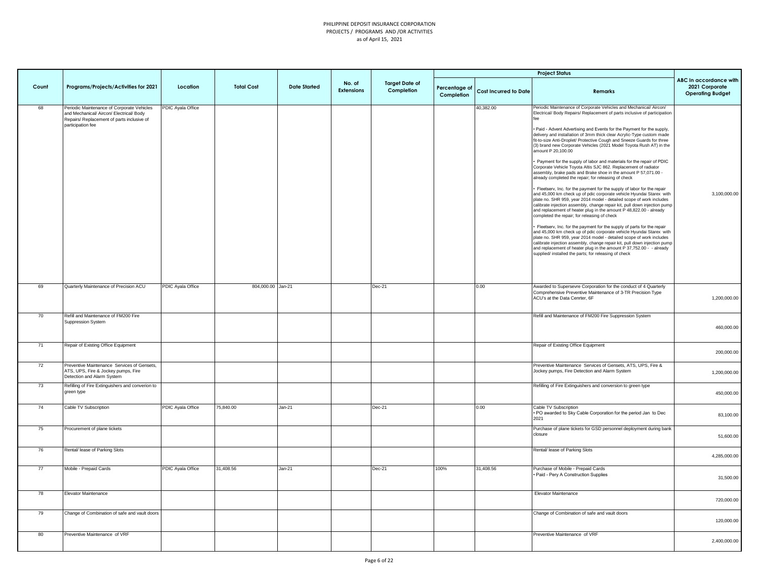PHILIPPINE DEPOSIT INSURANCE CORPORATION
PROJECTS / PROGRAMS AND /OR ACTIVITIES
as of April 15, 2021

| Count | Programs/Projects/Activities for 2021 | Location | Total Cost | Date Started | No. of Extensions | Target Date of Completion | Project Status | | | ABC In accordance with 2021 Corporate Operating Budget |
|---|---|---|---|---|---|---|---|---|---|---|
| | | | | | | | Percentage of Completion | Cost Incurred to Date | Remarks | |
| 68 | Periodic Maintenance of Corporate Vehicles and Mechanical/ Aircon/ Electrical/ Body Repairs/ Replacement of parts inclusive of participation fee | PDIC Ayala Office | | | | | | 40,382.00 | Periodic Maintenance of Corporate Vehicles and Mechanical/ Aircon/ Electrical/ Body Repairs/ Replacement of parts inclusive of participation fee<br><br>• Paid - Advent Advertising and Events for the Payment for the supply, delivery and installation of 3mm thick clear Acrylic-Type custom made fit-to-size Anti-Droplet/ Protective Cough and Sneeze Guards for three (3) brand new Corporate Vehicles (2021 Model Toyota Rush AT) in the amount P 20,100.00<br><br>• Payment for the supply of labor and materials for the repair of PDIC Corporate Vehicle Toyota Altis SJC 862. Replacement of radiator assembly, brake pads and Brake shoe in the amount P 57,071.00 - already completed the repair; for releasing of check<br><br>• Fleetserv, Inc. for the payment for the supply of labor for the repair and 45,000 km check up of pdic corporate vehicle Hyundai Starex with plate no. SHR 959, year 2014 model - detailed scope of work includes calibrate injection assembly, change repair kit, pull down injection pump and replacement of heater plug in the amount P 48,822.00 - already completed the repair; for releasing of check<br><br>• Fleetserv, Inc. for the payment for the supply of parts for the repair and 45,000 km check up of pdic corporate vehicle Hyundai Starex with plate no. SHR 959, year 2014 model - detailed scope of work includes calibrate injection assembly, change repair kit, pull down injection pump and replacement of heater plug in the amount P 37,752.00 - - already supplied/ installed the parts; for releasing of check | 3,100,000.00 |
| 69 | Quarterly Maintenance of Precision ACU | PDIC Ayala Office | 804,000.00 | Jan-21 | | Dec-21 | | 0.00 | Awarded to Supersevre Corporation for the conduct of 4 Quarterly Comprehensive Preventive Maintenance of 3-TR Precision Type ACU's at the Data Cenrter, 6F | 1,200,000.00 |
| 70 | Refill and Maintenance of FM200 Fire Suppression System | | | | | | | | Refill and Maintenance of FM200 Fire Suppression System | 460,000.00 |
| 71 | Repair of Existing Office Equipment | | | | | | | | Repair of Existing Office Equipment | 200,000.00 |
| 72 | Preventive Maintenance Services of Gensets, ATS, UPS, Fire & Jockey pumps, Fire Detection and Alarm System | | | | | | | | Preventive Maintenance Services of Gensets, ATS, UPS, Fire & Jockey pumps, Fire Detection and Alarm System | 1,200,000.00 |
| 73 | Refilling of Fire Extinguishers and converion to green type | | | | | | | | Refilling of Fire Extinguishers and conversion to green type | 450,000.00 |
| 74 | Cable TV Subscription | PDIC Ayala Office | 75,840.00 | Jan-21 | | Dec-21 | | 0.00 | Cable TV Subscription<br>• PO awarded to Sky Cable Corporation for the period Jan to Dec 2021 | 83,100.00 |
| 75 | Procurement of plane tickets | | | | | | | | Purchase of plane tickets for GSD personnel deployment during bank closure | 51,600.00 |
| 76 | Rental/ lease of Parking Slots | | | | | | | | Rental/ lease of Parking Slots | 4,285,000.00 |
| 77 | Mobile - Prepaid Cards | PDIC Ayala Office | 31,408.56 | Jan-21 | | Dec-21 | 100% | 31,408.56 | Purchase of Mobile - Prepaid Cards<br>• Paid - Pery A Construction Supplies | 31,500.00 |
| 78 | Elevator Maintenance | | | | | | | | Elevator Maintenance | 720,000.00 |
| 79 | Change of Combination of safe and vault doors | | | | | | | | Change of Combination of safe and vault doors | 120,000.00 |
| 80 | Preventive Maintenance of VRF | | | | | | | | Preventive Maintenance of VRF | 2,400,000.00 |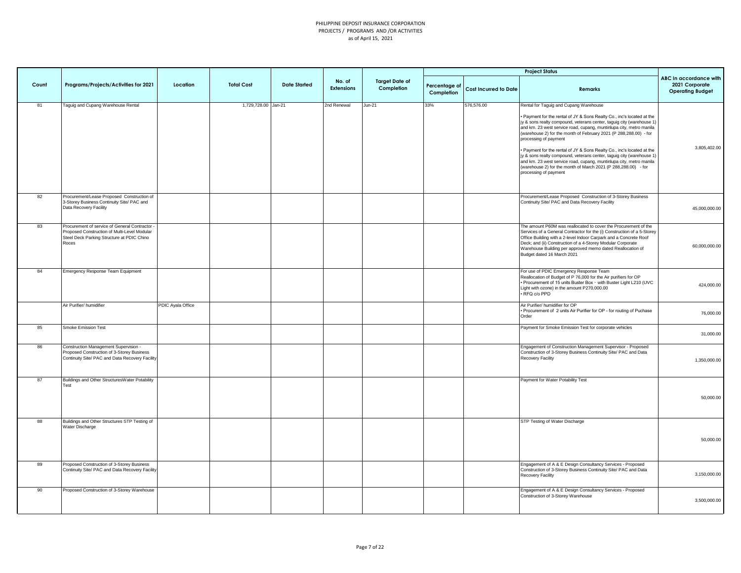PHILIPPINE DEPOSIT INSURANCE CORPORATION
PROJECTS / PROGRAMS AND /OR ACTIVITIES
as of April 15, 2021

| Count | Programs/Projects/Activities for 2021 | Location | Total Cost | Date Started | No. of Extensions | Target Date of Completion | Project Status | | | ABC In accordance with 2021 Corporate Operating Budget |
|---|---|---|---|---|---|---|---|---|---|---|
| | | | | | | | Percentage of Completion | Cost Incurred to Date | Remarks | |
| 81 | Taguig and Cupang Warehouse Rental | | 1,729,728.00 | Jan-21 | 2nd Renewal | Jun-21 | 33% | 576,576.00 | Rental for Taguig and Cupang Warehouse<br><br>• Payment for the rental of JY & Sons Realty Co., inc's located at the jy & sons realty compound, veterans center, taguig city (warehouse 1) and km. 23 west service road, cupang, muntinlupa city, metro manila (warehouse 2) for the month of February 2021 (P 288,288.00) - for processing of payment<br><br>• Payment for the rental of JY & Sons Realty Co., inc's located at the jy & sons realty compound, veterans center, taguig city (warehouse 1) and km. 23 west service road, cupang, muntinlupa city, metro manila (warehouse 2) for the month of March 2021 (P 288,288.00) - for processing of payment | 3,805,402.00 |
| 82 | Procurement/Lease Proposed Construction of 3-Storey Business Continuity Site/ PAC and Data Recovery Facility | | | | | | | | Procurement/Lease Proposed Construction of 3-Storey Business Continuity Site/ PAC and Data Recovery Facility | 45,000,000.00 |
| 83 | Procurement of service of General Contractor - Proposed Construction of Multi-Level Modular Steel Deck Parking Structure at PDIC Chino Roces | | | | | | | | The amount P60M was reallocated to cover the Procurement of the Services of a General Contractor for the (i) Construction of a 5-Storey Office Building with a 2-level Indoor Carpark and a Concrete Roof Deck; and (ii) Construction of a 4-Storey Modular Corporate Warehouse Building per approved memo dated Reallocation of Budget dated 16 March 2021 | 60,000,000.00 |
| 84 | Emergency Response Team Equipment | | | | | | | | For use of PDIC Emergency Response Team<br>Reallocation of Budget of P 76,000 for the Air purifiers for OP<br>• Procurement of 15 units Buster Box - with Buster Light L210 (UVC Light with ozone) in the amount P270,000.00<br>• RFQ c/o PPD | 424,000.00 |
| | Air Purifier/ humidifier | PDIC Ayala Office | | | | | | | Air Purifier/ humidifier for OP<br>• Procurement of 2 units Air Purifier for OP - for routing of Puchase Order | 76,000.00 |
| 85 | Smoke Emission Test | | | | | | | | Payment for Smoke Emission Test for corporate vehicles | 31,000.00 |
| 86 | Construction Management Supervision - Proposed Construction of 3-Storey Business Continuity Site/ PAC and Data Recovery Facility | | | | | | | | Engagement of Construction Management Supervisor - Proposed Construction of 3-Storey Business Continuity Site/ PAC and Data Recovery Facility | 1,350,000.00 |
| 87 | Buildings and Other StructuresWater Potability Test | | | | | | | | Payment for Water Potability Test | 50,000.00 |
| 88 | Buildings and Other Structures STP Testing of Water Discharge | | | | | | | | STP Testing of Water Discharge | 50,000.00 |
| 89 | Proposed Construction of 3-Storey Business Continuity Site/ PAC and Data Recovery Facility | | | | | | | | Engagement of A & E Design Consultancy Services - Proposed Construction of 3-Storey Business Continuity Site/ PAC and Data Recovery Facility | 3,150,000.00 |
| 90 | Proposed Construction of 3-Storey Warehouse | | | | | | | | Engagement of A & E Design Consultancy Services - Proposed Construction of 3-Storey Warehouse | 3,500,000.00 |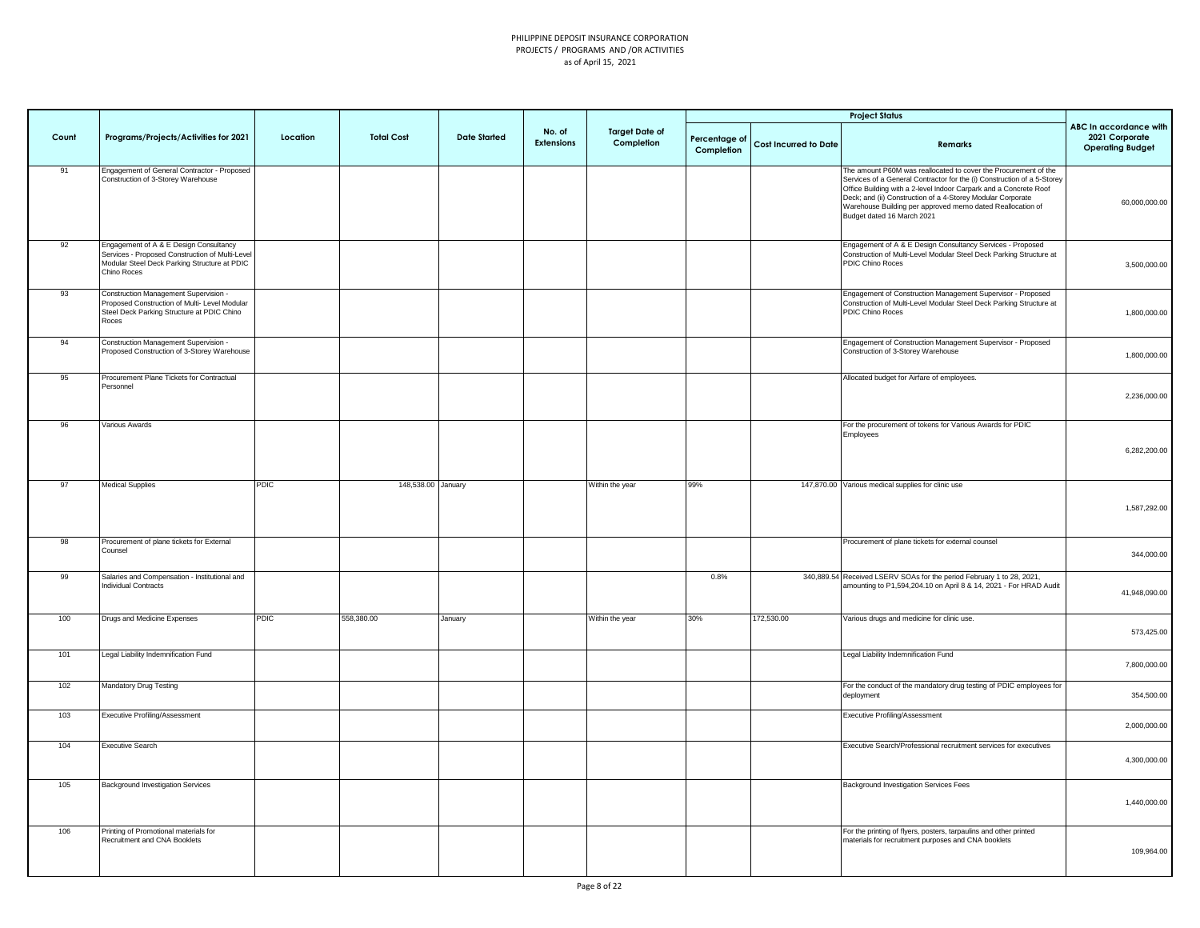PHILIPPINE DEPOSIT INSURANCE CORPORATION
PROJECTS / PROGRAMS AND /OR ACTIVITIES
as of April 15, 2021

| Count | Programs/Projects/Activities for 2021 | Location | Total Cost | Date Started | No. of Extensions | Target Date of Completion | Project Status | | | ABC In accordance with 2021 Corporate Operating Budget |
|---|---|---|---|---|---|---|---|---|---|---|
| | | | | | | | Percentage of Completion | Cost Incurred to Date | Remarks | |
| 91 | Engagement of General Contractor - Proposed Construction of 3-Storey Warehouse | | | | | | | | The amount P60M was reallocated to cover the Procurement of the Services of a General Contractor for the (i) Construction of a 5-Storey Office Building with a 2-level Indoor Carpark and a Concrete Roof Deck; and (ii) Construction of a 4-Storey Modular Corporate Warehouse Building per approved memo dated Reallocation of Budget dated 16 March 2021 | 60,000,000.00 |
| 92 | Engagement of A & E Design Consultancy Services - Proposed Construction of Multi-Level Modular Steel Deck Parking Structure at PDIC Chino Roces | | | | | | | | Engagement of A & E Design Consultancy Services - Proposed Construction of Multi-Level Modular Steel Deck Parking Structure at PDIC Chino Roces | 3,500,000.00 |
| 93 | Construction Management Supervision - Proposed Construction of Multi- Level Modular Steel Deck Parking Structure at PDIC Chino Roces | | | | | | | | Engagement of Construction Management Supervisor - Proposed Construction of Multi-Level Modular Steel Deck Parking Structure at PDIC Chino Roces | 1,800,000.00 |
| 94 | Construction Management Supervision - Proposed Construction of 3-Storey Warehouse | | | | | | | | Engagement of Construction Management Supervisor - Proposed Construction of 3-Storey Warehouse | 1,800,000.00 |
| 95 | Procurement Plane Tickets for Contractual Personnel | | | | | | | | Allocated budget for Airfare of employees. | 2,236,000.00 |
| 96 | Various Awards | | | | | | | | For the procurement of tokens for Various Awards for PDIC Employees | 6,282,200.00 |
| 97 | Medical Supplies | PDIC | 148,538.00 | January | | Within the year | 99% | 147,870.00 | Various medical supplies for clinic use | 1,587,292.00 |
| 98 | Procurement of plane tickets for External Counsel | | | | | | | | Procurement of plane tickets for external counsel | 344,000.00 |
| 99 | Salaries and Compensation - Institutional and Individual Contracts | | | | | | 0.8% | 340,889.54 | Received LSERV SOAs for the period February 1 to 28, 2021, amounting to P1,594,204.10 on April 8 & 14, 2021 - For HRAD Audit | 41,948,090.00 |
| 100 | Drugs and Medicine Expenses | PDIC | 558,380.00 | January | | Within the year | 30% | 172,530.00 | Various drugs and medicine for clinic use. | 573,425.00 |
| 101 | Legal Liability Indemnification Fund | | | | | | | | Legal Liability Indemnification Fund | 7,800,000.00 |
| 102 | Mandatory Drug Testing | | | | | | | | For the conduct of the mandatory drug testing of PDIC employees for deployment | 354,500.00 |
| 103 | Executive Profiling/Assessment | | | | | | | | Executive Profiling/Assessment | 2,000,000.00 |
| 104 | Executive Search | | | | | | | | Executive Search/Professional recruitment services for executives | 4,300,000.00 |
| 105 | Background Investigation Services | | | | | | | | Background Investigation Services Fees | 1,440,000.00 |
| 106 | Printing of Promotional materials for Recruitment and CNA Booklets | | | | | | | | For the printing of flyers, posters, tarpaulins and other printed materials for recruitment purposes and CNA booklets | 109,964.00 |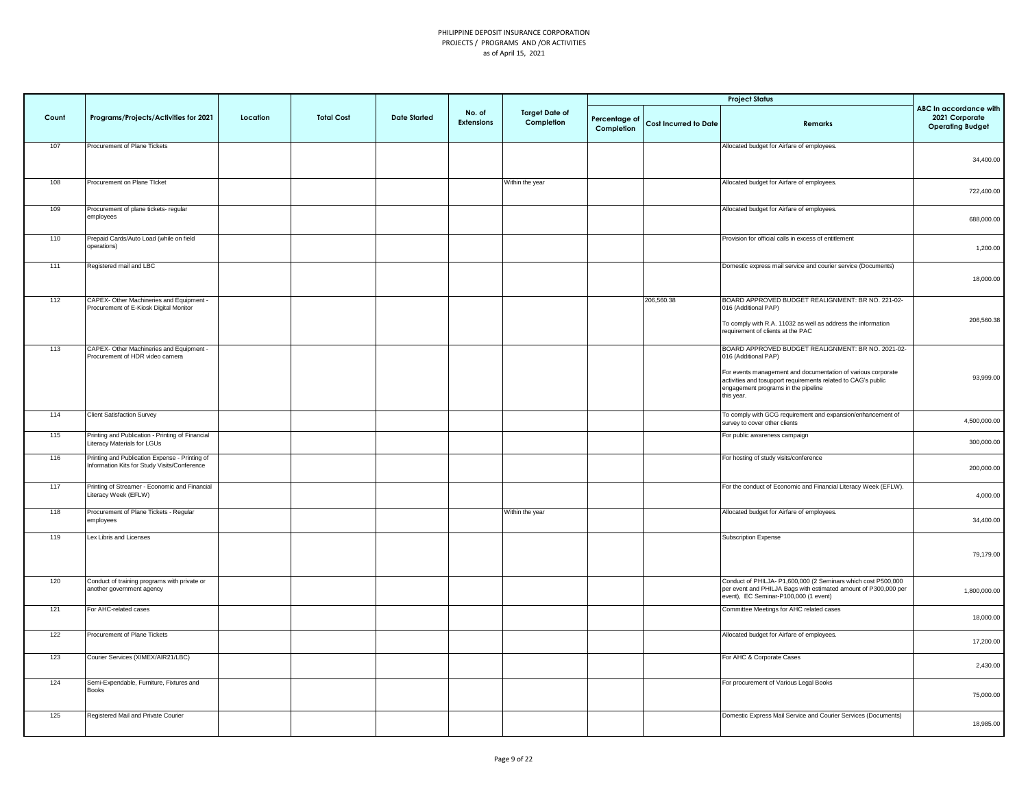PHILIPPINE DEPOSIT INSURANCE CORPORATION
PROJECTS / PROGRAMS AND /OR ACTIVITIES
as of April 15, 2021

| Count | Programs/Projects/Activities for 2021 | Location | Total Cost | Date Started | No. of Extensions | Target Date of Completion | Project Status | | | ABC In accordance with 2021 Corporate Operating Budget |
|---|---|---|---|---|---|---|---|---|---|---|
| | | | | | | | Percentage of Completion | Cost Incurred to Date | Remarks | |
| 107 | Procurement of Plane Tickets | | | | | | | | Allocated budget for Airfare of employees. | 34,400.00 |
| 108 | Procurement on Plane TIcket | | | | | Within the year | | | Allocated budget for Airfare of employees. | 722,400.00 |
| 109 | Procurement of plane tickets- regular employees | | | | | | | | Allocated budget for Airfare of employees. | 688,000.00 |
| 110 | Prepaid Cards/Auto Load (while on field operations) | | | | | | | | Provision for official calls in excess of entitlement | 1,200.00 |
| 111 | Registered mail and LBC | | | | | | | | Domestic express mail service and courier service (Documents) | 18,000.00 |
| 112 | CAPEX- Other Machineries and Equipment - Procurement of E-Kiosk Digital Monitor | | | | | | | 206,560.38 | BOARD APPROVED BUDGET REALIGNMENT: BR NO. 221-02-016 (Additional PAP)<br><br>To comply with R.A. 11032 as well as address the information requirement of clients at the PAC | 206,560.38 |
| 113 | CAPEX- Other Machineries and Equipment - Procurement of HDR video camera | | | | | | | | BOARD APPROVED BUDGET REALIGNMENT: BR NO. 2021-02-016 (Additional PAP)<br><br>For events management and documentation of various corporate activities and tosupport requirements related to CAG's public engagement programs in the pipeline this year. | 93,999.00 |
| 114 | Client Satisfaction Survey | | | | | | | | To comply with GCG requirement and expansion/enhancement of survey to cover other clients | 4,500,000.00 |
| 115 | Printing and Publication - Printing of Financial Literacy Materials for LGUs | | | | | | | | For public awareness campaign | 300,000.00 |
| 116 | Printing and Publication Expense - Printing of Information Kits for Study Visits/Conference | | | | | | | | For hosting of study visits/conference | 200,000.00 |
| 117 | Printing of Streamer - Economic and Financial Literacy Week (EFLW) | | | | | | | | For the conduct of Economic and Financial Literacy Week (EFLW). | 4,000.00 |
| 118 | Procurement of Plane Tickets - Regular employees | | | | | Within the year | | | Allocated budget for Airfare of employees. | 34,400.00 |
| 119 | Lex Libris and Licenses | | | | | | | | Subscription Expense | 79,179.00 |
| 120 | Conduct of training programs with private or another government agency | | | | | | | | Conduct of PHILJA- P1,600,000 (2 Seminars which cost P500,000 per event and PHILJA Bags with estimated amount of P300,000 per event), EC Seminar-P100,000 (1 event) | 1,800,000.00 |
| 121 | For AHC-related cases | | | | | | | | Committee Meetings for AHC related cases | 18,000.00 |
| 122 | Procurement of Plane Tickets | | | | | | | | Allocated budget for Airfare of employees. | 17,200.00 |
| 123 | Courier Services (XIMEX/AIR21/LBC) | | | | | | | | For AHC & Corporate Cases | 2,430.00 |
| 124 | Semi-Expendable, Furniture, Fixtures and Books | | | | | | | | For procurement of Various Legal Books | 75,000.00 |
| 125 | Registered Mail and Private Courier | | | | | | | | Domestic Express Mail Service and Courier Services (Documents) | 18,985.00 |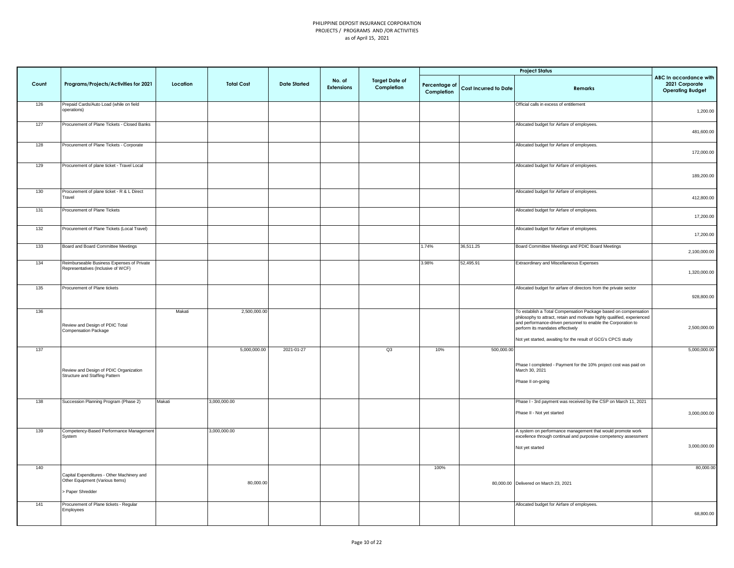PHILIPPINE DEPOSIT INSURANCE CORPORATION
PROJECTS / PROGRAMS AND /OR ACTIVITIES
as of April 15, 2021

| Count | Programs/Projects/Activities for 2021 | Location | Total Cost | Date Started | No. of Extensions | Target Date of Completion | Project Status | | | ABC in accordance with 2021 Corporate Operating Budget |
|---|---|---|---|---|---|---|---|---|---|---|
| | | | | | | | Percentage of Completion | Cost Incurred to Date | Remarks | |
| 126 | Prepaid Cards/Auto Load (while on field operations) | | | | | | | | Official calls in excess of entitlement | 1,200.00 |
| 127 | Procurement of Plane Tickets - Closed Banks | | | | | | | | Allocated budget for Airfare of employees. | 481,600.00 |
| 128 | Procurement of Plane Tickets - Corporate | | | | | | | | Allocated budget for Airfare of employees. | 172,000.00 |
| 129 | Procurement of plane ticket - Travel Local | | | | | | | | Allocated budget for Airfare of employees. | 189,200.00 |
| 130 | Procurement of plane ticket - R & L Direct Travel | | | | | | | | Allocated budget for Airfare of employees. | 412,800.00 |
| 131 | Procurement of Plane Tickets | | | | | | | | Allocated budget for Airfare of employees. | 17,200.00 |
| 132 | Procurement of Plane Tickets (Local Travel) | | | | | | | | Allocated budget for Airfare of employees. | 17,200.00 |
| 133 | Board and Board Committee Meetings | | | | | | 1.74% | 36,511.25 | Board Committee Meetings and PDIC Board Meetings | 2,100,000.00 |
| 134 | Reimburseable Business Expenses of Private Representatives (Inclusive of WCF) | | | | | | 3.98% | 52,495.91 | Extraordinary and Miscellaneous Expenses | 1,320,000.00 |
| 135 | Procurement of Plane tickets | | | | | | | | Allocated budget for airfare of directors from the private sector | 928,800.00 |
| 136 | Review and Design of PDIC Total Compensation Package | Makati | 2,500,000.00 | | | | | | To establish a Total Compensation Package based on compensation philosophy to attract, retain and motivate highly qualified, experienced and performance-driven personnel to enable the Corporation to perform its mandates effectively<br><br>Not yet started, awaiting for the result of GCG's CPCS study | 2,500,000.00 |
| 137 | Review and Design of PDIC Organization Structure and Staffing Pattern | | 5,000,000.00 | 2021-01-27 | | Q3 | 10% | 500,000.00 | Phase I completed - Payment for the 10% project cost was paid on March 30, 2021<br><br>Phase II on-going | 5,000,000.00 |
| 138 | Succession Planning Program (Phase 2) | Makati | 3,000,000.00 | | | | | | Phase I - 3rd payment was received by the CSP on March 11, 2021<br><br>Phase II - Not yet started | 3,000,000.00 |
| 139 | Competency-Based Performance Management System | | 3,000,000.00 | | | | | | A system on performance management that would promote work excellence through continual and purposive competency assessment<br><br>Not yet started | 3,000,000.00 |
| 140 | Capital Expenditures - Other Machinery and Other Equipment (Various Items)<br><br>> Paper Shredder | | 80,000.00 | | | | 100% | 80,000.00 | Delivered on March 23, 2021 | 80,000.00 |
| 141 | Procurement of Plane tickets - Regular Employees | | | | | | | | Allocated budget for Airfare of employees. | 68,800.00 |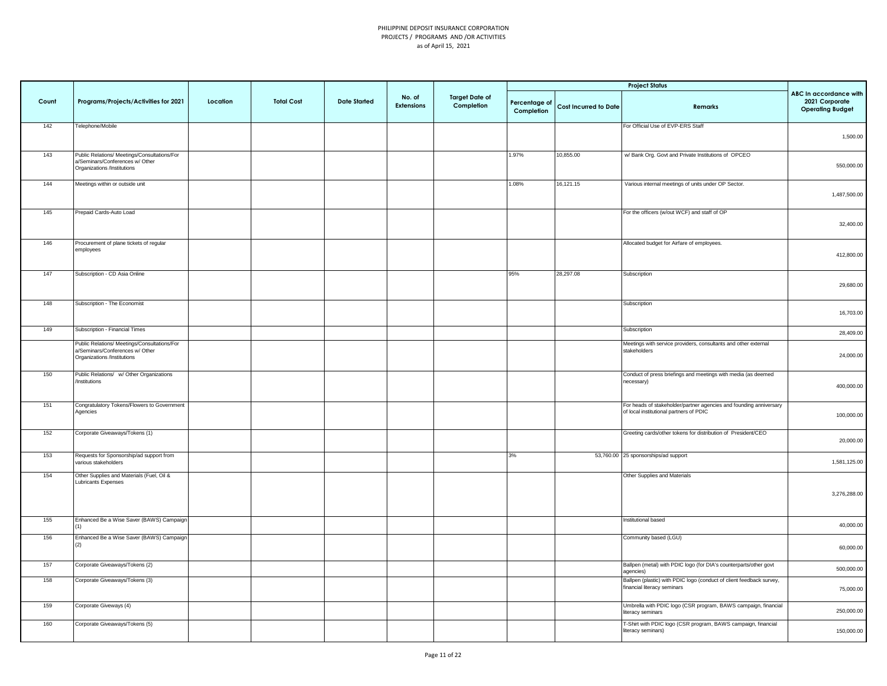PHILIPPINE DEPOSIT INSURANCE CORPORATION
PROJECTS / PROGRAMS AND /OR ACTIVITIES
as of April 15, 2021

| Count | Programs/Projects/Activities for 2021 | Location | Total Cost | Date Started | No. of Extensions | Target Date of Completion | Project Status | | | ABC In accordance with 2021 Corporate Operating Budget |
|---|---|---|---|---|---|---|---|---|---|---|
| | | | | | | | Percentage of Completion | Cost Incurred to Date | Remarks | |
| 142 | Telephone/Mobile | | | | | | | | For Official Use of EVP-ERS Staff | 1,500.00 |
| 143 | Public Relations/ Meetings/Consultations/Fora/Seminars/Conferences w/ Other Organizations /Institutions | | | | | | 1.97% | 10,855.00 | w/ Bank Org. Govt and Private Institutions of OPCEO | 550,000.00 |
| 144 | Meetings within or outside unit | | | | | | 1.08% | 16,121.15 | Various internal meetings of units under OP Sector. | 1,487,500.00 |
| 145 | Prepaid Cards-Auto Load | | | | | | | | For the officers (w/out WCF) and staff of OP | 32,400.00 |
| 146 | Procurement of plane tickets of regular employees | | | | | | | | Allocated budget for Airfare of employees. | 412,800.00 |
| 147 | Subscription - CD Asia Online | | | | | | 95% | 28,297.08 | Subscription | 29,680.00 |
| 148 | Subscription - The Economist | | | | | | | | Subscription | 16,703.00 |
| 149 | Subscription - Financial Times | | | | | | | | Subscription | 28,409.00 |
| | Public Relations/ Meetings/Consultations/Fora/Seminars/Conferences w/ Other Organizations /Institutions | | | | | | | | Meetings with service providers, consultants and other external stakeholders | 24,000.00 |
| 150 | Public Relations/ w/ Other Organizations /Institutions | | | | | | | | Conduct of press briefings and meetings with media (as deemed necessary) | 400,000.00 |
| 151 | Congratulatory Tokens/Flowers to Government Agencies | | | | | | | | For heads of stakeholder/partner agencies and founding anniversary of local institutional partners of PDIC | 100,000.00 |
| 152 | Corporate Giveaways/Tokens (1) | | | | | | | | Greeting cards/other tokens for distribution of President/CEO | 20,000.00 |
| 153 | Requests for Sponsorship/ad support from various stakeholders | | | | | | 3% | 53,760.00 | 25 sponsorships/ad support | 1,581,125.00 |
| 154 | Other Supplies and Materials (Fuel, Oil & Lubricants Expenses | | | | | | | | Other Supplies and Materials | 3,276,288.00 |
| 155 | Enhanced Be a Wise Saver (BAWS) Campaign (1) | | | | | | | | Institutional based | 40,000.00 |
| 156 | Enhanced Be a Wise Saver (BAWS) Campaign (2) | | | | | | | | Community based (LGU) | 60,000.00 |
| 157 | Corporate Giveaways/Tokens (2) | | | | | | | | Ballpen (metal) with PDIC logo (for DIA's counterparts/other govt agencies) | 500,000.00 |
| 158 | Corporate Giveaways/Tokens (3) | | | | | | | | Ballpen (plastic) with PDIC logo (conduct of client feedback survey, financial literacy seminars | 75,000.00 |
| 159 | Corporate Giveways (4) | | | | | | | | Umbrella with PDIC logo (CSR program, BAWS campaign, financial literacy seminars | 250,000.00 |
| 160 | Corporate Giveaways/Tokens (5) | | | | | | | | T-Shirt with PDIC logo (CSR program, BAWS campaign, financial literacy seminars) | 150,000.00 |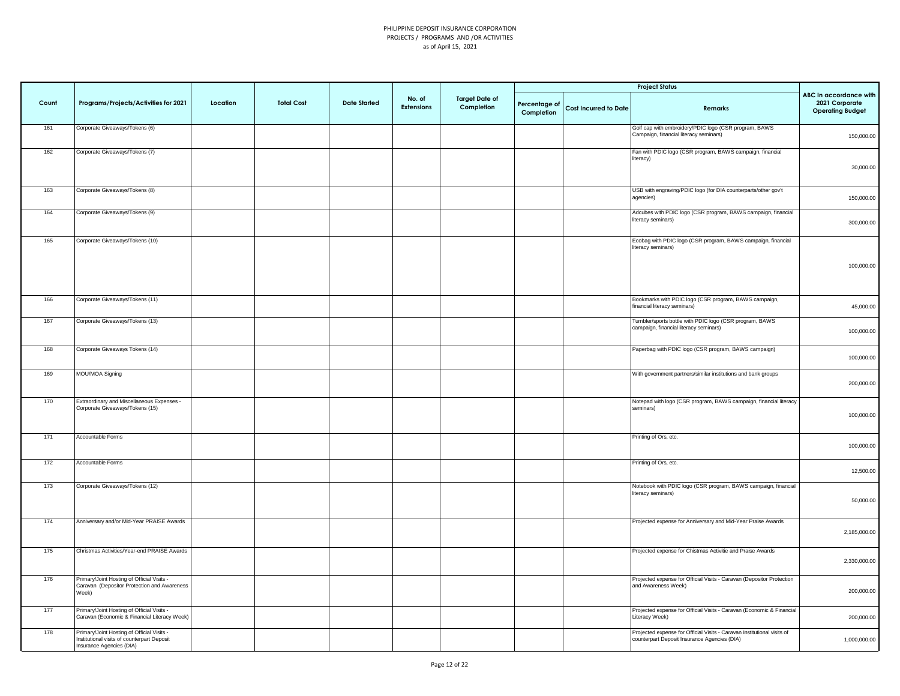PHILIPPINE DEPOSIT INSURANCE CORPORATION
PROJECTS / PROGRAMS AND /OR ACTIVITIES
as of April 15, 2021

| Count | Programs/Projects/Activities for 2021 | Location | Total Cost | Date Started | No. of Extensions | Target Date of Completion | Project Status | | | ABC In accordance with 2021 Corporate Operating Budget |
|---|---|---|---|---|---|---|---|---|---|---|
| | | | | | | | Percentage of Completion | Cost Incurred to Date | Remarks | |
| 161 | Corporate Giveaways/Tokens (6) | | | | | | | | Golf cap with embroidery/PDIC logo (CSR program, BAWS Campaign, financial literacy seminars) | 150,000.00 |
| 162 | Corporate Giveaways/Tokens (7) | | | | | | | | Fan with PDIC logo (CSR program, BAWS campaign, financial literacy) | 30,000.00 |
| 163 | Corporate Giveaways/Tokens (8) | | | | | | | | USB with engraving/PDIC logo (for DIA counterparts/other gov't agencies) | 150,000.00 |
| 164 | Corporate Giveaways/Tokens (9) | | | | | | | | Adcubes with PDIC logo (CSR program, BAWS campaign, financial literacy seminars) | 300,000.00 |
| 165 | Corporate Giveaways/Tokens (10) | | | | | | | | Ecobag with PDIC logo (CSR program, BAWS campaign, financial literacy seminars) | 100,000.00 |
| 166 | Corporate Giveaways/Tokens (11) | | | | | | | | Bookmarks with PDIC logo (CSR program, BAWS campaign, financial literacy seminars) | 45,000.00 |
| 167 | Corporate Giveaways/Tokens (13) | | | | | | | | Tumbler/sports bottle with PDIC logo (CSR program, BAWS campaign, financial literacy seminars) | 100,000.00 |
| 168 | Corporate Giveaways Tokens (14) | | | | | | | | Paperbag with PDIC logo (CSR program, BAWS campaign) | 100,000.00 |
| 169 | MOU/MOA Signing | | | | | | | | With government partners/similar institutions and bank groups | 200,000.00 |
| 170 | Extraordinary and Miscellaneous Expenses - Corporate Giveaways/Tokens (15) | | | | | | | | Notepad with logo (CSR program, BAWS campaign, financial literacy seminars) | 100,000.00 |
| 171 | Accountable Forms | | | | | | | | Printing of Ors, etc. | 100,000.00 |
| 172 | Accountable Forms | | | | | | | | Printing of Ors, etc. | 12,500.00 |
| 173 | Corporate Giveaways/Tokens (12) | | | | | | | | Notebook with PDIC logo (CSR program, BAWS campaign, financial literacy seminars) | 50,000.00 |
| 174 | Anniversary and/or Mid-Year PRAISE Awards | | | | | | | | Projected expense for Anniversary and Mid-Year Praise Awards | 2,185,000.00 |
| 175 | Christmas Activities/Year-end PRAISE Awards | | | | | | | | Projected expense for Chistmas Activitie and Praise Awards | 2,330,000.00 |
| 176 | Primary/Joint Hosting of Official Visits - Caravan (Depositor Protection and Awareness Week) | | | | | | | | Projected expense for Official Visits - Caravan (Depositor Protection and Awareness Week) | 200,000.00 |
| 177 | Primary/Joint Hosting of Official Visits - Caravan (Economic & Financial Literacy Week) | | | | | | | | Projected expense for Official Visits - Caravan (Economic & Financial Literacy Week) | 200,000.00 |
| 178 | Primary/Joint Hosting of Official Visits - Institutional visits of counterpart Deposit Insurance Agencies (DIA) | | | | | | | | Projected expense for Official Visits - Caravan Institutional visits of counterpart Deposit Insurance Agencies (DIA) | 1,000,000.00 |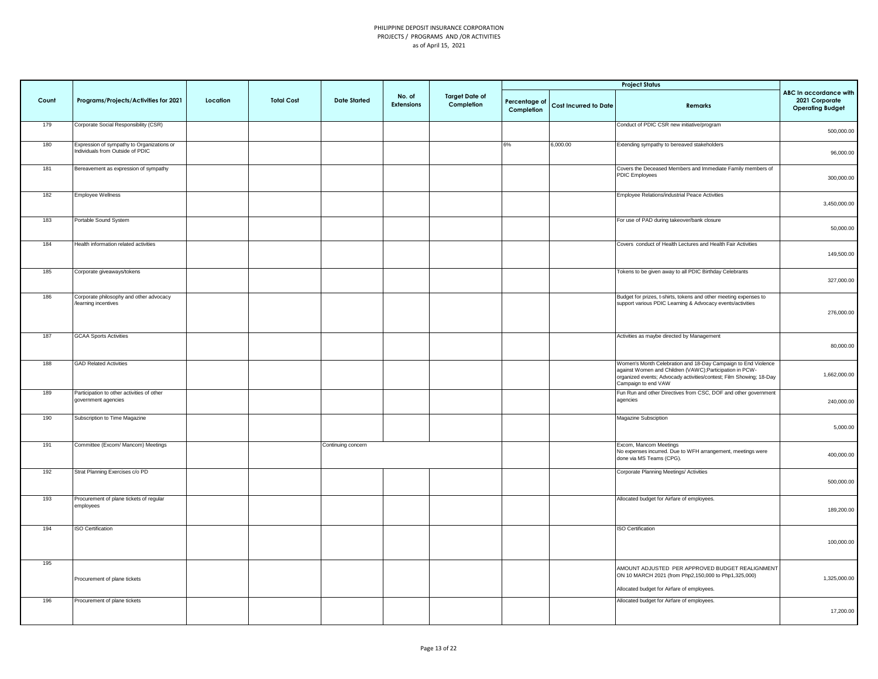PHILIPPINE DEPOSIT INSURANCE CORPORATION
PROJECTS / PROGRAMS AND /OR ACTIVITIES
as of April 15, 2021

| Count | Programs/Projects/Activities for 2021 | Location | Total Cost | Date Started | No. of Extensions | Target Date of Completion | Project Status | | | ABC In accordance with 2021 Corporate Operating Budget |
|---|---|---|---|---|---|---|---|---|---|---|
| | | | | | | | Percentage of Completion | Cost Incurred to Date | Remarks | |
| 179 | Corporate Social Responsibility (CSR) | | | | | | | | Conduct of PDIC CSR new initiative/program | 500,000.00 |
| 180 | Expression of sympathy to Organizations or Individuals from Outside of PDIC | | | | | | 6% | 6,000.00 | Extending sympathy to bereaved stakeholders | 96,000.00 |
| 181 | Bereavement as expression of sympathy | | | | | | | | Covers the Deceased Members and Immediate Family members of PDIC Employees | 300,000.00 |
| 182 | Employee Wellness | | | | | | | | Employee Relations/industrial Peace Activities | 3,450,000.00 |
| 183 | Portable Sound System | | | | | | | | For use of PAD during takeover/bank closure | 50,000.00 |
| 184 | Health information related activities | | | | | | | | Covers conduct of Health Lectures and Health Fair Activities | 149,500.00 |
| 185 | Corporate giveaways/tokens | | | | | | | | Tokens to be given away to all PDIC Birthday Celebrants | 327,000.00 |
| 186 | Corporate philosophy and other advocacy /learning incentives | | | | | | | | Budget for prizes, t-shirts, tokens and other meeting expenses to support various PDIC Learning & Advocacy events/activities | 276,000.00 |
| 187 | GCAA Sports Activities | | | | | | | | Activities as maybe directed by Management | 80,000.00 |
| 188 | GAD Related Activities | | | | | | | | Women's Month Celebration and 18-Day Campaign to End Violence against Women and Children (VAWC);Participation in PCW-organized events; Advocady activities/contest; Film Showing; 18-Day Campaign to end VAW | 1,662,000.00 |
| 189 | Participation to other activities of other government agencies | | | | | | | | Fun Run and other Directives from CSC, DOF and other government agencies | 240,000.00 |
| 190 | Subscription to Time Magazine | | | | | | | | Magazine Subsciption | 5,000.00 |
| 191 | Committee (Excom/ Mancom) Meetings | | | Continuing concern | | | | | Excom, Mancom Meetings<br>No expenses incurred. Due to WFH arrangement, meetings were done via MS Teams (CPG). | 400,000.00 |
| 192 | Strat Planning Exercises c/o PD | | | | | | | | Corporate Planning Meetings/ Activities | 500,000.00 |
| 193 | Procurement of plane tickets of regular employees | | | | | | | | Allocated budget for Airfare of employees. | 189,200.00 |
| 194 | ISO Certification | | | | | | | | ISO Certification | 100,000.00 |
| 195 | Procurement of plane tickets | | | | | | | | AMOUNT ADJUSTED PER APPROVED BUDGET REALIGNMENT ON 10 MARCH 2021 (from Php2,150,000 to Php1,325,000)<br><br>Allocated budget for Airfare of employees. | 1,325,000.00 |
| 196 | Procurement of plane tickets | | | | | | | | Allocated budget for Airfare of employees. | 17,200.00 |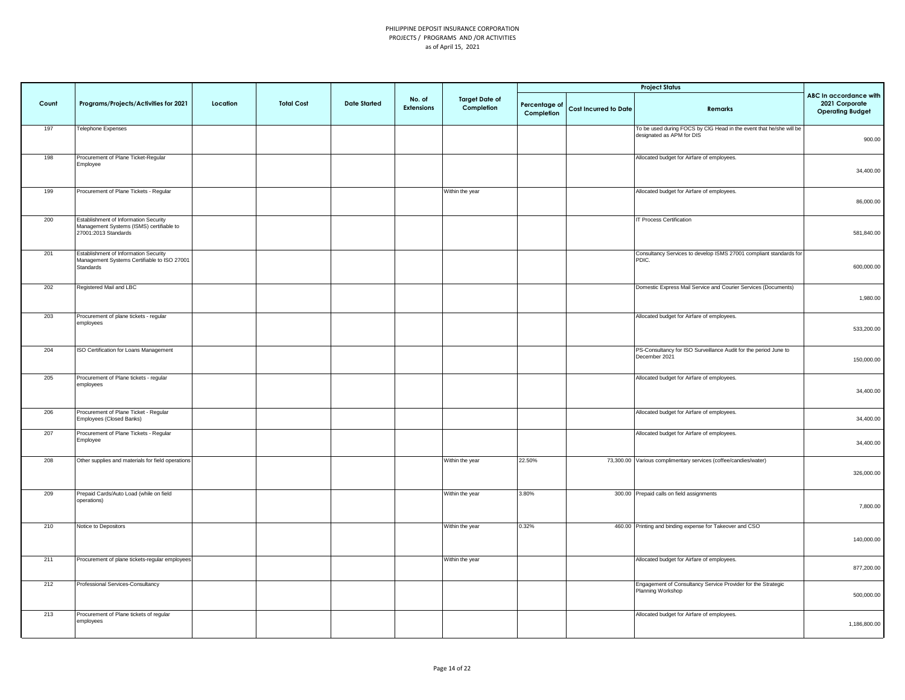PHILIPPINE DEPOSIT INSURANCE CORPORATION
PROJECTS / PROGRAMS AND /OR ACTIVITIES
as of April 15, 2021

| Count | Programs/Projects/Activities for 2021 | Location | Total Cost | Date Started | No. of Extensions | Target Date of Completion | Project Status | | | ABC In accordance with 2021 Corporate Operating Budget |
|---|---|---|---|---|---|---|---|---|---|---|
| | | | | | | | Percentage of Completion | Cost Incurred to Date | Remarks | |
| 197 | Telephone Expenses | | | | | | | | To be used during FOCS by CIG Head in the event that he/she will be designated as APM for DIS | 900.00 |
| 198 | Procurement of Plane Ticket-Regular Employee | | | | | | | | Allocated budget for Airfare of employees. | 34,400.00 |
| 199 | Procurement of Plane Tickets - Regular | | | | | Within the year | | | Allocated budget for Airfare of employees. | 86,000.00 |
| 200 | Establishment of Information Security Management Systems (ISMS) certifiable to 27001:2013 Standards | | | | | | | | IT Process Certification | 581,840.00 |
| 201 | Establishment of Information Security Management Systems Certifiable to ISO 27001 Standards | | | | | | | | Consultancy Services to develop ISMS 27001 compliant standards for PDIC. | 600,000.00 |
| 202 | Registered Mail and LBC | | | | | | | | Domestic Express Mail Service and Courier Services (Documents) | 1,980.00 |
| 203 | Procurement of plane tickets - regular employees | | | | | | | | Allocated budget for Airfare of employees. | 533,200.00 |
| 204 | ISO Certification for Loans Management | | | | | | | | PS-Consultancy for ISO Surveillance Audit for the period June to December 2021 | 150,000.00 |
| 205 | Procurement of Plane tickets - regular employees | | | | | | | | Allocated budget for Airfare of employees. | 34,400.00 |
| 206 | Procurement of Plane Ticket - Regular Employees (Closed Banks) | | | | | | | | Allocated budget for Airfare of employees. | 34,400.00 |
| 207 | Procurement of Plane Tickets - Regular Employee | | | | | | | | Allocated budget for Airfare of employees. | 34,400.00 |
| 208 | Other supplies and materials for field operations | | | | | Within the year | 22.50% | 73,300.00 | Various complimentary services (coffee/candies/water) | 326,000.00 |
| 209 | Prepaid Cards/Auto Load (while on field operations) | | | | | Within the year | 3.80% | 300.00 | Prepaid calls on field assignments | 7,800.00 |
| 210 | Notice to Depositors | | | | | Within the year | 0.32% | 460.00 | Printing and binding expense for Takeover and CSO | 140,000.00 |
| 211 | Procurement of plane tickets-regular employees | | | | | Within the year | | | Allocated budget for Airfare of employees. | 877,200.00 |
| 212 | Professional Services-Consultancy | | | | | | | | Engagement of Consultancy Service Provider for the Strategic Planning Workshop | 500,000.00 |
| 213 | Procurement of Plane tickets of regular employees | | | | | | | | Allocated budget for Airfare of employees. | 1,186,800.00 |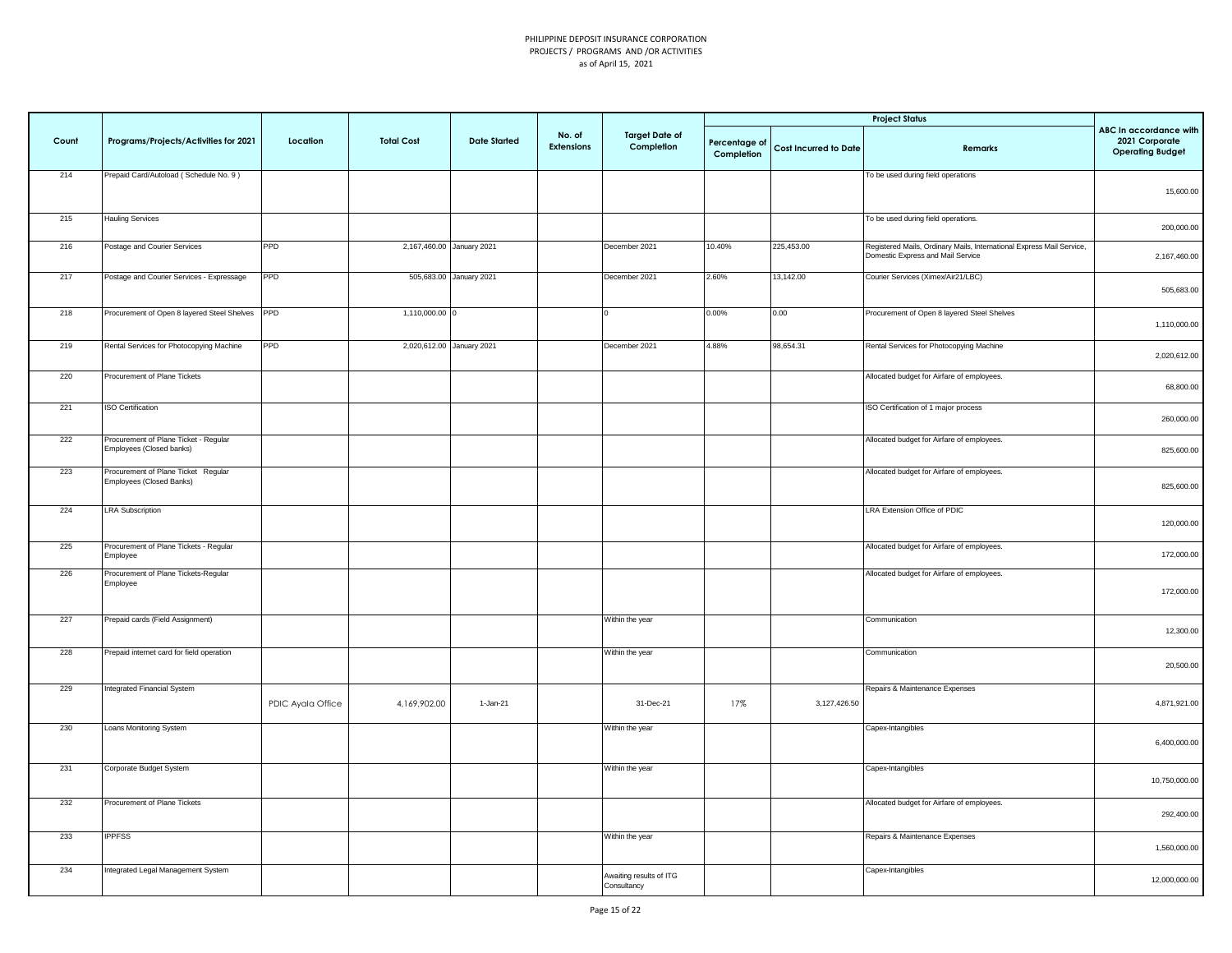PHILIPPINE DEPOSIT INSURANCE CORPORATION
PROJECTS / PROGRAMS AND /OR ACTIVITIES
as of April 15, 2021

| Count | Programs/Projects/Activities for 2021 | Location | Total Cost | Date Started | No. of Extensions | Target Date of Completion | Project Status | | | ABC In accordance with 2021 Corporate Operating Budget |
|---|---|---|---|---|---|---|---|---|---|---|
| | | | | | | | Percentage of Completion | Cost Incurred to Date | Remarks | |
| 214 | Prepaid Card/Autoload ( Schedule No. 9 ) | | | | | | | | To be used during field operations | 15,600.00 |
| 215 | Hauling Services | | | | | | | | To be used during field operations. | 200,000.00 |
| 216 | Postage and Courier Services | PPD | 2,167,460.00 | January 2021 | | December 2021 | 10.40% | 225,453.00 | Registered Mails, Ordinary Mails, International Express Mail Service, Domestic Express and Mail Service | 2,167,460.00 |
| 217 | Postage and Courier Services - Expressage | PPD | 505,683.00 | January 2021 | | December 2021 | 2.60% | 13,142.00 | Courier Services (Ximex/Air21/LBC) | 505,683.00 |
| 218 | Procurement of Open 8 layered Steel Shelves | PPD | 1,110,000.00 | 0 | | 0 | 0.00% | 0.00 | Procurement of Open 8 layered Steel Shelves | 1,110,000.00 |
| 219 | Rental Services for Photocopying Machine | PPD | 2,020,612.00 | January 2021 | | December 2021 | 4.88% | 98,654.31 | Rental Services for Photocopying Machine | 2,020,612.00 |
| 220 | Procurement of Plane Tickets | | | | | | | | Allocated budget for Airfare of employees. | 68,800.00 |
| 221 | ISO Certification | | | | | | | | ISO Certification of 1 major process | 260,000.00 |
| 222 | Procurement of Plane Ticket - Regular Employees (Closed banks) | | | | | | | | Allocated budget for Airfare of employees. | 825,600.00 |
| 223 | Procurement of Plane Ticket Regular Employees (Closed Banks) | | | | | | | | Allocated budget for Airfare of employees. | 825,600.00 |
| 224 | LRA Subscription | | | | | | | | LRA Extension Office of PDIC | 120,000.00 |
| 225 | Procurement of Plane Tickets - Regular Employee | | | | | | | | Allocated budget for Airfare of employees. | 172,000.00 |
| 226 | Procurement of Plane Tickets-Regular Employee | | | | | | | | Allocated budget for Airfare of employees. | 172,000.00 |
| 227 | Prepaid cards (Field Assignment) | | | | | Within the year | | | Communication | 12,300.00 |
| 228 | Prepaid internet card for field operation | | | | | Within the year | | | Communication | 20,500.00 |
| 229 | Integrated Financial System | PDIC Ayala Office | 4,169,902.00 | 1-Jan-21 | | 31-Dec-21 | 17% | 3,127,426.50 | Repairs & Maintenance Expenses | 4,871,921.00 |
| 230 | Loans Monitoring System | | | | | Within the year | | | Capex-Intangibles | 6,400,000.00 |
| 231 | Corporate Budget System | | | | | Within the year | | | Capex-Intangibles | 10,750,000.00 |
| 232 | Procurement of Plane Tickets | | | | | | | | Allocated budget for Airfare of employees. | 292,400.00 |
| 233 | IPPFSS | | | | | Within the year | | | Repairs & Maintenance Expenses | 1,560,000.00 |
| 234 | Integrated Legal Management System | | | | | Awaiting results of ITG Consultancy | | | Capex-Intangibles | 12,000,000.00 |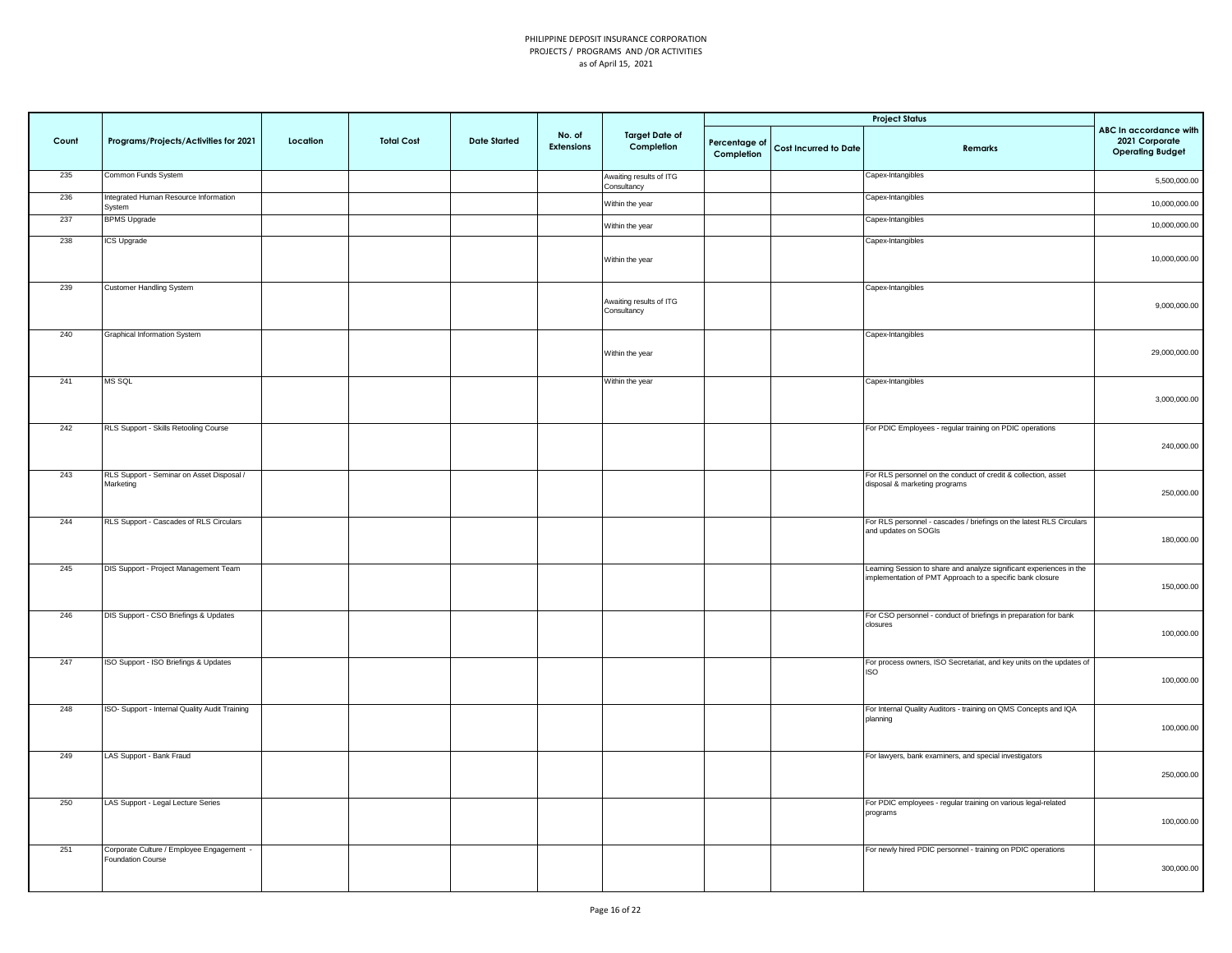PHILIPPINE DEPOSIT INSURANCE CORPORATION
PROJECTS / PROGRAMS AND /OR ACTIVITIES
as of April 15, 2021

| Count | Programs/Projects/Activities for 2021 | Location | Total Cost | Date Started | No. of Extensions | Target Date of Completion | Project Status | | | ABC In accordance with 2021 Corporate Operating Budget |
|---|---|---|---|---|---|---|---|---|---|---|
| | | | | | | | Percentage of Completion | Cost Incurred to Date | Remarks | |
| 235 | Common Funds System | | | | | Awaiting results of ITG Consultancy | | | Capex-Intangibles | 5,500,000.00 |
| 236 | Integrated Human Resource Information System | | | | | Within the year | | | Capex-Intangibles | 10,000,000.00 |
| 237 | BPMS Upgrade | | | | | Within the year | | | Capex-Intangibles | 10,000,000.00 |
| 238 | ICS Upgrade | | | | | Within the year | | | Capex-Intangibles | 10,000,000.00 |
| 239 | Customer Handling System | | | | | Awaiting results of ITG Consultancy | | | Capex-Intangibles | 9,000,000.00 |
| 240 | Graphical Information System | | | | | Within the year | | | Capex-Intangibles | 29,000,000.00 |
| 241 | MS SQL | | | | | Within the year | | | Capex-Intangibles | 3,000,000.00 |
| 242 | RLS Support - Skills Retooling Course | | | | | | | | For PDIC Employees - regular training on PDIC operations | 240,000.00 |
| 243 | RLS Support - Seminar on Asset Disposal / Marketing | | | | | | | | For RLS personnel on the conduct of credit & collection, asset disposal & marketing programs | 250,000.00 |
| 244 | RLS Support - Cascades of RLS Circulars | | | | | | | | For RLS personnel - cascades / briefings on the latest RLS Circulars and updates on SOGIs | 180,000.00 |
| 245 | DIS Support - Project Management Team | | | | | | | | Learning Session to share and analyze significant experiences in the implementation of PMT Approach to a specific bank closure | 150,000.00 |
| 246 | DIS Support - CSO Briefings & Updates | | | | | | | | For CSO personnel - conduct of briefings in preparation for bank closures | 100,000.00 |
| 247 | ISO Support - ISO Briefings & Updates | | | | | | | | For process owners, ISO Secretariat, and key units on the updates of ISO | 100,000.00 |
| 248 | ISO- Support - Internal Quality Audit Training | | | | | | | | For Internal Quality Auditors - training on QMS Concepts and IQA planning | 100,000.00 |
| 249 | LAS Support - Bank Fraud | | | | | | | | For lawyers, bank examiners, and special investigators | 250,000.00 |
| 250 | LAS Support - Legal Lecture Series | | | | | | | | For PDIC employees - regular training on various legal-related programs | 100,000.00 |
| 251 | Corporate Culture / Employee Engagement - Foundation Course | | | | | | | | For newly hired PDIC personnel - training on PDIC operations | 300,000.00 |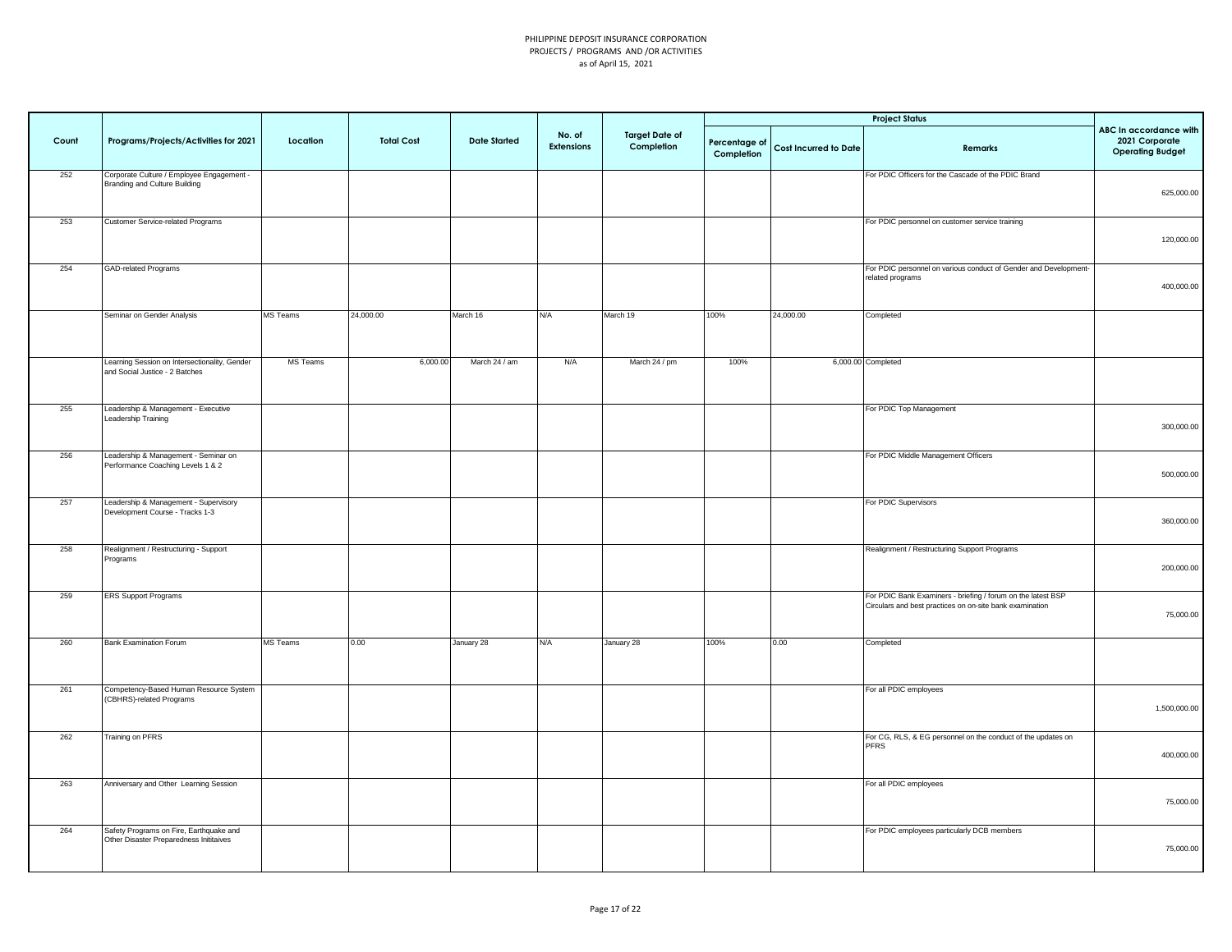PHILIPPINE DEPOSIT INSURANCE CORPORATION
PROJECTS / PROGRAMS AND /OR ACTIVITIES
as of April 15, 2021

| Count | Programs/Projects/Activities for 2021 | Location | Total Cost | Date Started | No. of Extensions | Target Date of Completion | Project Status | | | ABC In accordance with 2021 Corporate Operating Budget |
|---|---|---|---|---|---|---|---|---|---|---|
| | | | | | | | Percentage of Completion | Cost Incurred to Date | Remarks | |
| 252 | Corporate Culture / Employee Engagement - Branding and Culture Building | | | | | | | | For PDIC Officers for the Cascade of the PDIC Brand | 625,000.00 |
| 253 | Customer Service-related Programs | | | | | | | | For PDIC personnel on customer service training | 120,000.00 |
| 254 | GAD-related Programs | | | | | | | | For PDIC personnel on various conduct of Gender and Development-related programs | 400,000.00 |
| | Seminar on Gender Analysis | MS Teams | 24,000.00 | March 16 | N/A | March 19 | 100% | 24,000.00 | Completed | |
| | Learning Session on Intersectionality, Gender and Social Justice - 2 Batches | MS Teams | 6,000.00 | March 24 / am | N/A | March 24 / pm | 100% | 6,000.00 | Completed | |
| 255 | Leadership & Management - Executive Leadership Training | | | | | | | | For PDIC Top Management | 300,000.00 |
| 256 | Leadership & Management - Seminar on Performance Coaching Levels 1 & 2 | | | | | | | | For PDIC Middle Management Officers | 500,000.00 |
| 257 | Leadership & Management - Supervisory Development Course - Tracks 1-3 | | | | | | | | For PDIC Supervisors | 360,000.00 |
| 258 | Realignment / Restructuring - Support Programs | | | | | | | | Realignment / Restructuring Support Programs | 200,000.00 |
| 259 | ERS Support Programs | | | | | | | | For PDIC Bank Examiners - briefing / forum on the latest BSP Circulars and best practices on on-site bank examination | 75,000.00 |
| 260 | Bank Examination Forum | MS Teams | 0.00 | January 28 | N/A | January 28 | 100% | 0.00 | Completed | |
| 261 | Competency-Based Human Resource System (CBHRS)-related Programs | | | | | | | | For all PDIC employees | 1,500,000.00 |
| 262 | Training on PFRS | | | | | | | | For CG, RLS, & EG personnel on the conduct of the updates on PFRS | 400,000.00 |
| 263 | Anniversary and Other Learning Session | | | | | | | | For all PDIC employees | 75,000.00 |
| 264 | Safety Programs on Fire, Earthquake and Other Disaster Preparedness Inititaives | | | | | | | | For PDIC employees particularly DCB members | 75,000.00 |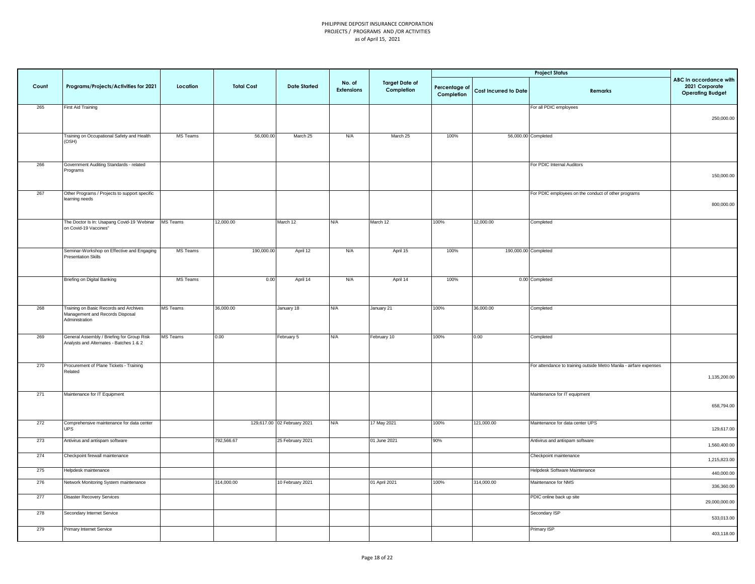PHILIPPINE DEPOSIT INSURANCE CORPORATION
PROJECTS / PROGRAMS AND /OR ACTIVITIES
as of April 15, 2021

| Count | Programs/Projects/Activities for 2021 | Location | Total Cost | Date Started | No. of Extensions | Target Date of Completion | Project Status | | | ABC In accordance with 2021 Corporate Operating Budget |
|---|---|---|---|---|---|---|---|---|---|---|
| | | | | | | | Percentage of Completion | Cost Incurred to Date | Remarks | |
| 265 | First Aid Training | | | | | | | | For all PDIC employees | 250,000.00 |
| | Training on Occupational Safety and Health (OSH) | MS Teams | 56,000.00 | March 25 | N/A | March 25 | 100% | 56,000.00 | Completed | |
| 266 | Government Auditing Standards - related Programs | | | | | | | | For PDIC Internal Auditors | 150,000.00 |
| 267 | Other Programs / Projects to support specific learning needs | | | | | | | | For PDIC employees on the conduct of other programs | 800,000.00 |
| | The Doctor Is In: Usapang Covid-19 'Webinar on Covid-19 Vaccines" | MS Teams | 12,000.00 | March 12 | N/A | March 12 | 100% | 12,000.00 | Completed | |
| | Seminar-Workshop on Effective and Engaging Presentation Skills | MS Teams | 190,000.00 | April 12 | N/A | April 15 | 100% | 190,000.00 | Completed | |
| | Briefing on Digital Banking | MS Teams | 0.00 | April 14 | N/A | April 14 | 100% | 0.00 | Completed | |
| 268 | Training on Basic Records and Archives Management and Records Disposal Administration | MS Teams | 36,000.00 | January 18 | N/A | January 21 | 100% | 36,000.00 | Completed | |
| 269 | General Assembly / Briefing for Group Risk Analysts and Alternates - Batches 1 & 2 | MS Teams | 0.00 | February 5 | N/A | February 10 | 100% | 0.00 | Completed | |
| 270 | Procurement of Plane Tickets - Training Related | | | | | | | | For attendance to training outside Metro Manila - airfare expenses | 1,135,200.00 |
| 271 | Maintenance for IT Equipment | | | | | | | | Maintenance for IT equipment | 658,794.00 |
| 272 | Comprehensive maintenance for data center UPS | | 129,617.00 | 02 February 2021 | N/A | 17 May 2021 | 100% | 121,000.00 | Maintenance for data center UPS | 129,617.00 |
| 273 | Antivirus and antispam software | | 792,566.67 | 25 February 2021 | | 01 June 2021 | 90% | | Antivirus and antispam software | 1,560,400.00 |
| 274 | Checkpoint firewall maintenance | | | | | | | | Checkpoint maintenance | 1,215,823.00 |
| 275 | Helpdesk maintenance | | | | | | | | Helpdesk Software Maintenance | 440,000.00 |
| 276 | Network Monitoring System maintenance | | 314,000.00 | 10 February 2021 | | 01 April 2021 | 100% | 314,000.00 | Maintenance for NMS | 336,360.00 |
| 277 | Disaster Recovery Services | | | | | | | | PDIC online back up site | 29,000,000.00 |
| 278 | Secondary Internet Service | | | | | | | | Secondary ISP | 533,013.00 |
| 279 | Primary Internet Service | | | | | | | | Primary ISP | 403,118.00 |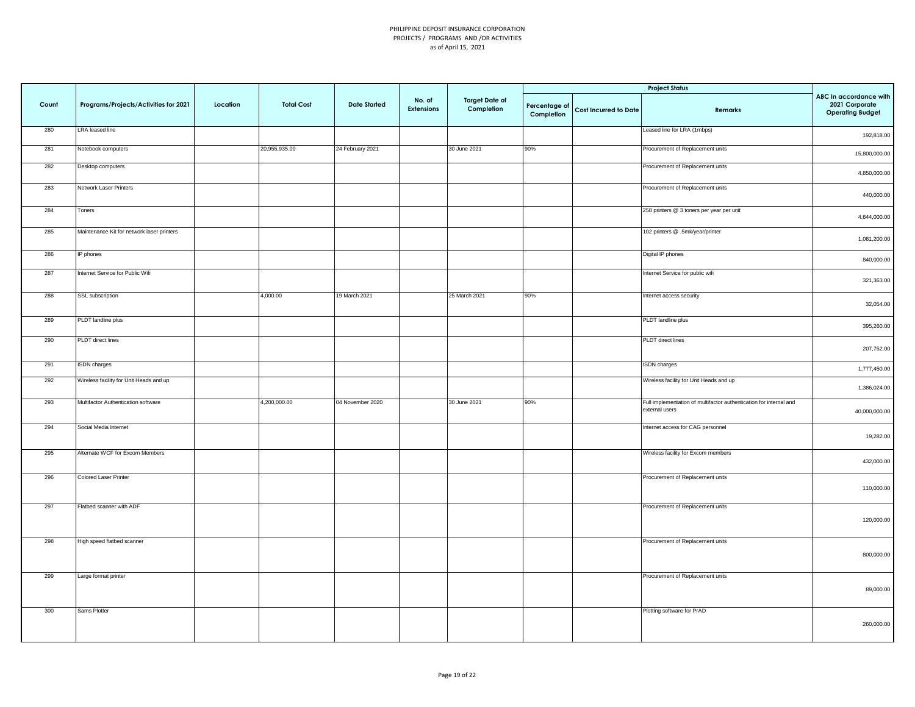PHILIPPINE DEPOSIT INSURANCE CORPORATION
PROJECTS / PROGRAMS AND /OR ACTIVITIES
as of April 15, 2021

| Count | Programs/Projects/Activities for 2021 | Location | Total Cost | Date Started | No. of Extensions | Target Date of Completion | Project Status | | | ABC In accordance with 2021 Corporate Operating Budget |
|---|---|---|---|---|---|---|---|---|---|---|
| | | | | | | | Percentage of Completion | Cost Incurred to Date | Remarks | |
| 280 | LRA leased line | | | | | | | | Leased line for LRA (1mbps) | 192,818.00 |
| 281 | Notebook computers | | 20,955,935.00 | 24 February 2021 | | 30 June 2021 | 90% | | Procurement of Replacement units | 15,800,000.00 |
| 282 | Desktop computers | | | | | | | | Procurement of Replacement units | 4,850,000.00 |
| 283 | Network Laser Printers | | | | | | | | Procurement of Replacement units | 440,000.00 |
| 284 | Toners | | | | | | | | 258 printers @ 3 toners per year per unit | 4,644,000.00 |
| 285 | Maintenance Kit for network laser printers | | | | | | | | 102 printers @ .5mk/year/printer | 1,081,200.00 |
| 286 | IP phones | | | | | | | | Digital IP phones | 840,000.00 |
| 287 | Internet Service for Public Wifi | | | | | | | | Internet Service for public wifi | 321,363.00 |
| 288 | SSL subscription | | 4,000.00 | 19 March 2021 | | 25 March 2021 | 90% | | Internet access security | 32,054.00 |
| 289 | PLDT landline plus | | | | | | | | PLDT landline plus | 395,260.00 |
| 290 | PLDT direct lines | | | | | | | | PLDT direct lines | 207,752.00 |
| 291 | ISDN charges | | | | | | | | ISDN charges | 1,777,450.00 |
| 292 | Wireless facility for Unit Heads and up | | | | | | | | Wireless facility for Unit Heads and up | 1,386,024.00 |
| 293 | Multifactor Authentication software | | 4,200,000.00 | 04 November 2020 | | 30 June 2021 | 90% | | Full implementation of multifactor authentication for internal and external users | 40,000,000.00 |
| 294 | Social Media Internet | | | | | | | | Internet access for CAG personnel | 19,282.00 |
| 295 | Alternate WCF for Excom Members | | | | | | | | Wireless facility for Excom members | 432,000.00 |
| 296 | Colored Laser Printer | | | | | | | | Procurement of Replacement units | 110,000.00 |
| 297 | Flatbed scanner with ADF | | | | | | | | Procurement of Replacement units | 120,000.00 |
| 298 | High speed flatbed scanner | | | | | | | | Procurement of Replacement units | 800,000.00 |
| 299 | Large format printer | | | | | | | | Procurement of Replacement units | 89,000.00 |
| 300 | Sams Plotter | | | | | | | | Plotting software for PrAD | 260,000.00 |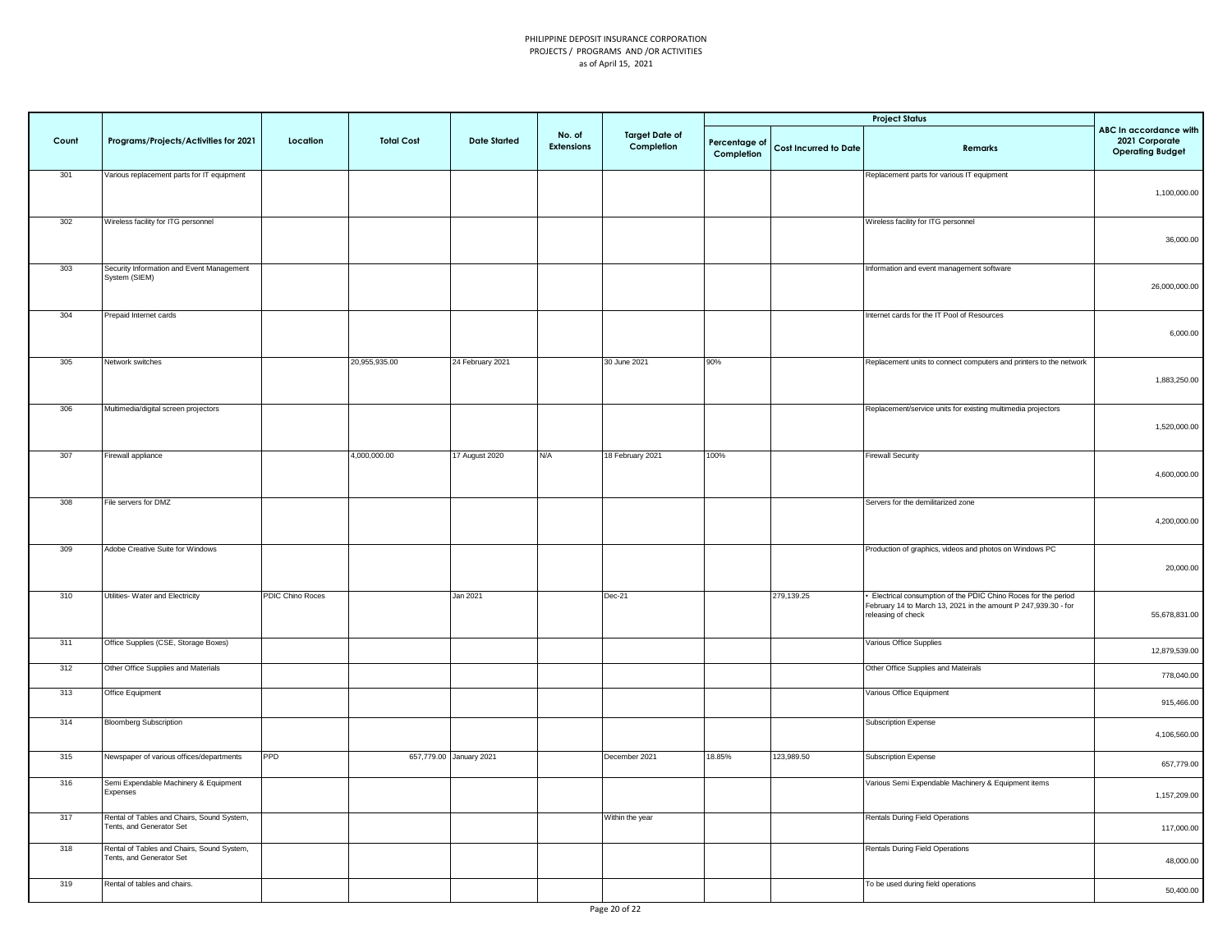PHILIPPINE DEPOSIT INSURANCE CORPORATION
PROJECTS / PROGRAMS AND /OR ACTIVITIES
as of April 15, 2021

| Count | Programs/Projects/Activities for 2021 | Location | Total Cost | Date Started | No. of Extensions | Target Date of Completion | Project Status | | | ABC In accordance with 2021 Corporate Operating Budget |
|---|---|---|---|---|---|---|---|---|---|---|
| | | | | | | | Percentage of Completion | Cost Incurred to Date | Remarks | |
| 301 | Various replacement parts for IT equipment | | | | | | | | Replacement parts for various IT equipment | 1,100,000.00 |
| 302 | Wireless facility for ITG personnel | | | | | | | | Wireless facility for ITG personnel | 36,000.00 |
| 303 | Security Information and Event Management System (SIEM) | | | | | | | | Information and event management software | 26,000,000.00 |
| 304 | Prepaid Internet cards | | | | | | | | Internet cards for the IT Pool of Resources | 6,000.00 |
| 305 | Network switches | | 20,955,935.00 | 24 February 2021 | | 30 June 2021 | 90% | | Replacement units to connect computers and printers to the network | 1,883,250.00 |
| 306 | Multimedia/digital screen projectors | | | | | | | | Replacement/service units for existing multimedia projectors | 1,520,000.00 |
| 307 | Firewall appliance | | 4,000,000.00 | 17 August 2020 | N/A | 18 February 2021 | 100% | | Firewall Security | 4,600,000.00 |
| 308 | File servers for DMZ | | | | | | | | Servers for the demilitarized zone | 4,200,000.00 |
| 309 | Adobe Creative Suite for Windows | | | | | | | | Production of graphics, videos and photos on Windows PC | 20,000.00 |
| 310 | Utilities- Water and Electricity | PDIC Chino Roces | | Jan 2021 | | Dec-21 | | 279,139.25 | • Electrical consumption of the PDIC Chino Roces for the period February 14 to March 13, 2021 in the amount P 247,939.30 - for releasing of check | 55,678,831.00 |
| 311 | Office Supplies (CSE, Storage Boxes) | | | | | | | | Various Office Supplies | 12,879,539.00 |
| 312 | Other Office Supplies and Materials | | | | | | | | Other Office Supplies and Mateirals | 778,040.00 |
| 313 | Office Equipment | | | | | | | | Various Office Equipment | 915,466.00 |
| 314 | Bloomberg Subscription | | | | | | | | Subscription Expense | 4,106,560.00 |
| 315 | Newspaper of various offices/departments | PPD | 657,779.00 | January 2021 | | December 2021 | 18.85% | 123,989.50 | Subscription Expense | 657,779.00 |
| 316 | Semi Expendable Machinery & Equipment Expenses | | | | | | | | Various Semi Expendable Machinery & Equipment items | 1,157,209.00 |
| 317 | Rental of Tables and Chairs, Sound System, Tents, and Generator Set | | | | | Within the year | | | Rentals During Field Operations | 117,000.00 |
| 318 | Rental of Tables and Chairs, Sound System, Tents, and Generator Set | | | | | | | | Rentals During Field Operations | 48,000.00 |
| 319 | Rental of tables and chairs. | | | | | | | | To be used during field operations | 50,400.00 |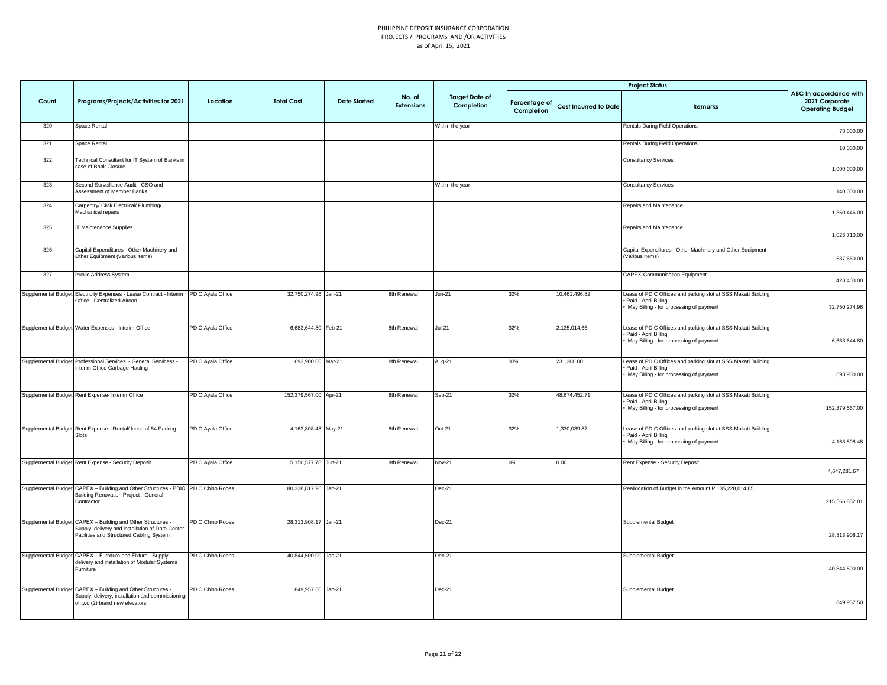PHILIPPINE DEPOSIT INSURANCE CORPORATION
PROJECTS / PROGRAMS AND /OR ACTIVITIES
as of April 15, 2021

| Count | Programs/Projects/Activities for 2021 | Location | Total Cost | Date Started | No. of Extensions | Target Date of Completion | Project Status | | | ABC In accordance with 2021 Corporate Operating Budget |
|---|---|---|---|---|---|---|---|---|---|---|
| | | | | | | | Percentage of Completion | Cost Incurred to Date | Remarks | |
| 320 | Space Rental | | | | | Within the year | | | Rentals During Field Operations | 78,000.00 |
| 321 | Space Rental | | | | | | | | Rentals During Field Operations | 10,000.00 |
| 322 | Technical Consultant for IT System of Banks in case of Bank Closure | | | | | | | | Consultancy Services | 1,000,000.00 |
| 323 | Second Surveillance Audit - CSO and Assessment of Member Banks | | | | | Within the year | | | Consultancy Services | 140,000.00 |
| 324 | Carpentry/ Civil/ Electrical/ Plumbing/ Mechanical repairs | | | | | | | | Repairs and Maintenance | 1,350,446.00 |
| 325 | IT Maintenance Supplies | | | | | | | | Repairs and Maintenance | 1,023,710.00 |
| 326 | Capital Expenditures - Other Machinery and Other Equipment (Various Items) | | | | | | | | Capital Expenditures - Other Machinery and Other Equipment (Various Items) | 637,650.00 |
| 327 | Public Address System | | | | | | | | CAPEX-Communication Equipment | 428,400.00 |
| Supplemental Budget | Electricity Expenses - Lease Contract - Interim Office - Centralized Aircon | PDIC Ayala Office | 32,750,274.96 | Jan-21 | 8th Renewal | Jun-21 | 32% | 10,461,496.82 | Lease of PDIC Offices and parking slot at SSS Makati Building • Paid - April Billing • May Billing - for processing of payment | 32,750,274.96 |
| Supplemental Budget | Water Expenses - Interim Office | PDIC Ayala Office | 6,683,644.80 | Feb-21 | 8th Renewal | Jul-21 | 32% | 2,135,014.65 | Lease of PDIC Offices and parking slot at SSS Makati Building • Paid - April Billing • May Billing - for processing of payment | 6,683,644.80 |
| Supplemental Budget | Professional Services - General Servicess - Interim Office Garbage Hauling | PDIC Ayala Office | 693,900.00 | Mar-21 | 8th Renewal | Aug-21 | 33% | 231,300.00 | Lease of PDIC Offices and parking slot at SSS Makati Building • Paid - April Billing • May Billing - for processing of payment | 693,900.00 |
| Supplemental Budget | Rent Expense- Interim Office | PDIC Ayala Office | 152,379,567.00 | Apr-21 | 8th Renewal | Sep-21 | 32% | 48,674,452.71 | Lease of PDIC Offices and parking slot at SSS Makati Building • Paid - April Billing • May Billing - for processing of payment | 152,379,567.00 |
| Supplemental Budget | Rent Expense - Rental/ lease of 54 Parking Slots | PDIC Ayala Office | 4,163,808.48 | May-21 | 8th Renewal | Oct-21 | 32% | 1,330,039.87 | Lease of PDIC Offices and parking slot at SSS Makati Building • Paid - April Billing • May Billing - for processing of payment | 4,163,808.48 |
| Supplemental Budget | Rent Expense - Security Deposit | PDIC Ayala Office | 5,150,577.78 | Jun-21 | 9th Renewal | Nov-21 | 0% | 0.00 | Rent Expense - Security Deposit | 4,647,281.67 |
| Supplemental Budget | CAPEX – Building and Other Structures - PDIC Building Renovation Project - General Contractor | PDIC Chino Roces | 80,338,817.96 | Jan-21 | | Dec-21 | | | Reallocation of Budget in the Amount P 135,228,014.85 | 215,566,832.81 |
| Supplemental Budget | CAPEX – Building and Other Structures - Supply, delivery and installation of Data Center Facilities and Structured Cabling System | PDIC Chino Roces | 28,313,908.17 | Jan-21 | | Dec-21 | | | Supplemental Budget | 28,313,908.17 |
| Supplemental Budget | CAPEX – Furniture and Fixture - Supply, delivery and installation of Modular Systems Furniture | PDIC Chino Roces | 40,844,500.00 | Jan-21 | | Dec-21 | | | Supplemental Budget | 40,844,500.00 |
| Supplemental Budget | CAPEX – Building and Other Structures - Supply, delivery, installation and commissioning of two (2) brand new elevators | PDIC Chino Roces | 849,957.50 | Jan-21 | | Dec-21 | | | Supplemental Budget | 849,957.50 |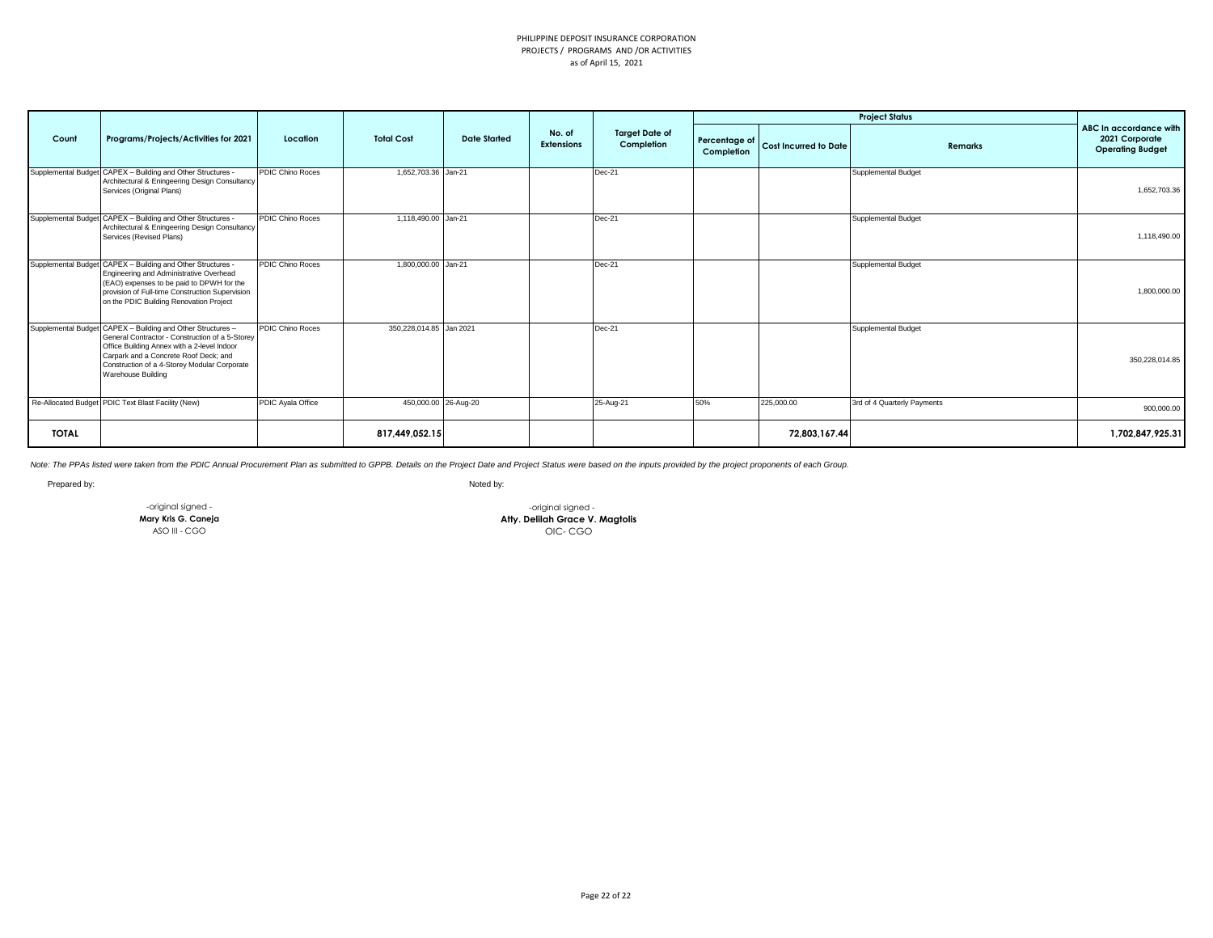PHILIPPINE DEPOSIT INSURANCE CORPORATION
PROJECTS / PROGRAMS AND /OR ACTIVITIES
as of April 15, 2021

| Count | Programs/Projects/Activities for 2021 | Location | Total Cost | Date Started | No. of Extensions | Target Date of Completion | Project Status | | | | ABC In accordance with 2021 Corporate Operating Budget |
|---|---|---|---|---|---|---|---|---|---|---|---|
| | | | | | | | Percentage of Completion | Cost Incurred to Date | Remarks | | |
| Supplemental Budget | CAPEX – Building and Other Structures - Architectural & Eningeering Design Consultancy Services (Original Plans) | PDIC Chino Roces | 1,652,703.36 | Jan-21 | | Dec-21 | | | Supplemental Budget | | 1,652,703.36 |
| Supplemental Budget | CAPEX – Building and Other Structures - Architectural & Eningeering Design Consultancy Services (Revised Plans) | PDIC Chino Roces | 1,118,490.00 | Jan-21 | | Dec-21 | | | Supplemental Budget | | 1,118,490.00 |
| Supplemental Budget | CAPEX – Building and Other Structures - Engineering and Administrative Overhead (EAO) expenses to be paid to DPWH for the provision of Full-time Construction Supervision on the PDIC Building Renovation Project | PDIC Chino Roces | 1,800,000.00 | Jan-21 | | Dec-21 | | | Supplemental Budget | | 1,800,000.00 |
| Supplemental Budget | CAPEX – Building and Other Structures – General Contractor - Construction of a 5-Storey Office Building Annex with a 2-level Indoor Carpark and a Concrete Roof Deck; and Construction of a 4-Storey Modular Corporate Warehouse Building | PDIC Chino Roces | 350,228,014.85 | Jan 2021 | | Dec-21 | | | Supplemental Budget | | 350,228,014.85 |
| Re-Allocated Budget | PDIC Text Blast Facility (New) | PDIC Ayala Office | 450,000.00 | 26-Aug-20 | | 25-Aug-21 | 50% | 225,000.00 | 3rd of 4 Quarterly Payments | | 900,000.00 |
| **TOTAL** | | | **817,449,052.15** | | | | | **72,803,167.44** | | | **1,702,847,925.31** |

*Note: The PPAs listed were taken from the PDIC Annual Procurement Plan as submitted to GPPB. Details on the Project Date and Project Status were based on the inputs provided by the project proponents of each Group.*

Prepared by:

-original signed -
**Mary Kris G. Caneja**
ASO III - CGO

Noted by:

-original signed -
**Atty. Delilah Grace V. Magtolis**
OIC- CGO